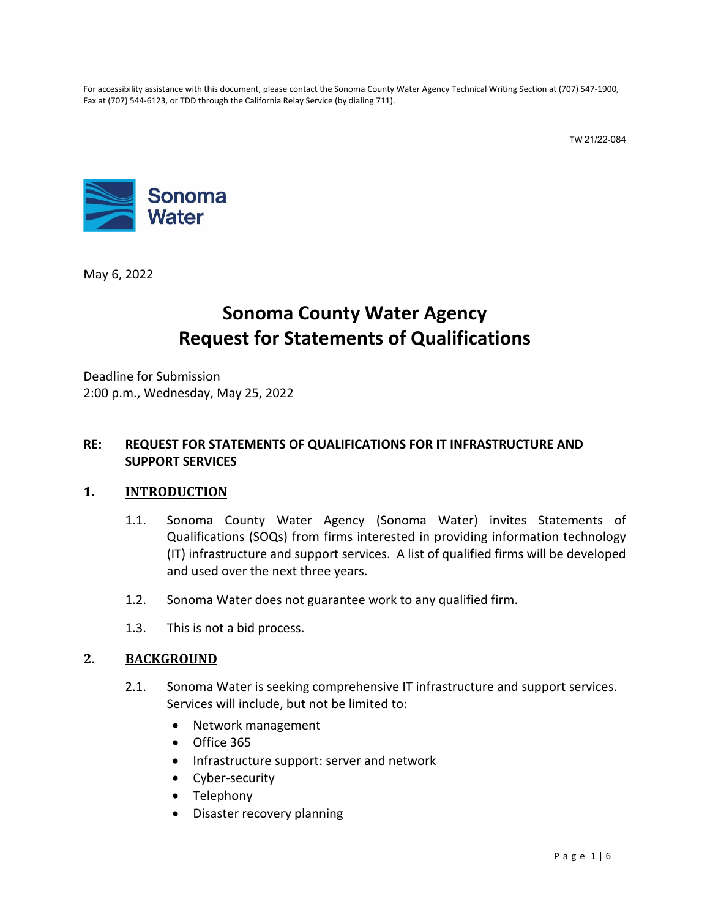For accessibility assistance with this document, please contact the Sonoma County Water Agency Technical Writing Section at (707) 547-1900, Fax at (707) 544-6123, or TDD through the California Relay Service (by dialing 711).

TW 21/22-084

Sonoma Water

May 6, 2022

# Sonoma County Water Agency
# Request for Statements of Qualifications

Deadline for Submission
2:00 p.m., Wednesday, May 25, 2022

**RE: REQUEST FOR STATEMENTS OF QUALIFICATIONS FOR IT INFRASTRUCTURE AND SUPPORT SERVICES**

## 1. INTRODUCTION

1.1. Sonoma County Water Agency (Sonoma Water) invites Statements of Qualifications (SOQs) from firms interested in providing information technology (IT) infrastructure and support services. A list of qualified firms will be developed and used over the next three years.

1.2. Sonoma Water does not guarantee work to any qualified firm.

1.3. This is not a bid process.

## 2. BACKGROUND

2.1. Sonoma Water is seeking comprehensive IT infrastructure and support services. Services will include, but not be limited to:

- Network management
- Office 365
- Infrastructure support: server and network
- Cyber-security
- Telephony
- Disaster recovery planning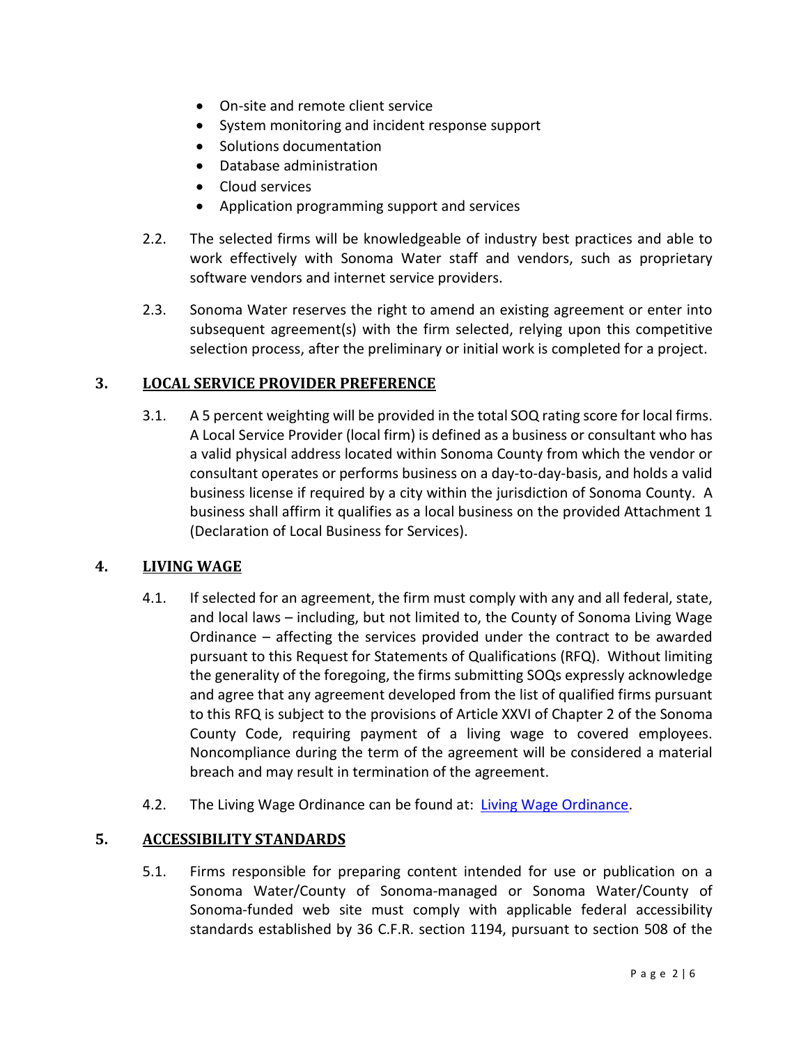- On-site and remote client service
- System monitoring and incident response support
- Solutions documentation
- Database administration
- Cloud services
- Application programming support and services

2.2. The selected firms will be knowledgeable of industry best practices and able to work effectively with Sonoma Water staff and vendors, such as proprietary software vendors and internet service providers.

2.3. Sonoma Water reserves the right to amend an existing agreement or enter into subsequent agreement(s) with the firm selected, relying upon this competitive selection process, after the preliminary or initial work is completed for a project.

## 3. LOCAL SERVICE PROVIDER PREFERENCE

3.1. A 5 percent weighting will be provided in the total SOQ rating score for local firms. A Local Service Provider (local firm) is defined as a business or consultant who has a valid physical address located within Sonoma County from which the vendor or consultant operates or performs business on a day-to-day-basis, and holds a valid business license if required by a city within the jurisdiction of Sonoma County. A business shall affirm it qualifies as a local business on the provided Attachment 1 (Declaration of Local Business for Services).

## 4. LIVING WAGE

4.1. If selected for an agreement, the firm must comply with any and all federal, state, and local laws – including, but not limited to, the County of Sonoma Living Wage Ordinance – affecting the services provided under the contract to be awarded pursuant to this Request for Statements of Qualifications (RFQ). Without limiting the generality of the foregoing, the firms submitting SOQs expressly acknowledge and agree that any agreement developed from the list of qualified firms pursuant to this RFQ is subject to the provisions of Article XXVI of Chapter 2 of the Sonoma County Code, requiring payment of a living wage to covered employees. Noncompliance during the term of the agreement will be considered a material breach and may result in termination of the agreement.

4.2. The Living Wage Ordinance can be found at: Living Wage Ordinance.

## 5. ACCESSIBILITY STANDARDS

5.1. Firms responsible for preparing content intended for use or publication on a Sonoma Water/County of Sonoma-managed or Sonoma Water/County of Sonoma-funded web site must comply with applicable federal accessibility standards established by 36 C.F.R. section 1194, pursuant to section 508 of the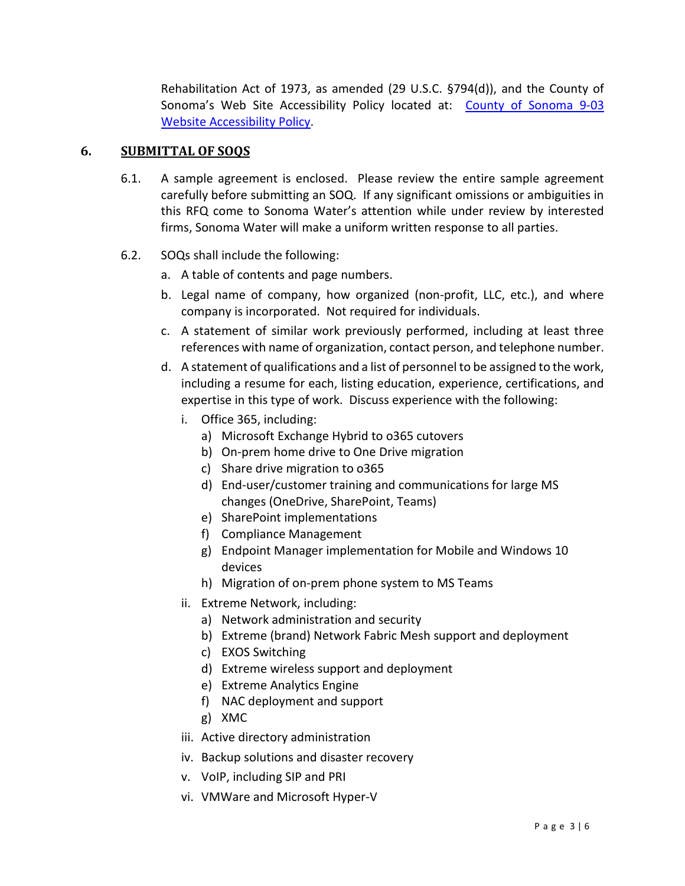Rehabilitation Act of 1973, as amended (29 U.S.C. §794(d)), and the County of Sonoma's Web Site Accessibility Policy located at: [County of Sonoma 9-03 Website Accessibility Policy](County of Sonoma 9-03 Website Accessibility Policy).

## 6. SUBMITTAL OF SOQS

6.1. A sample agreement is enclosed. Please review the entire sample agreement carefully before submitting an SOQ. If any significant omissions or ambiguities in this RFQ come to Sonoma Water's attention while under review by interested firms, Sonoma Water will make a uniform written response to all parties.

6.2. SOQs shall include the following:

a. A table of contents and page numbers.

b. Legal name of company, how organized (non-profit, LLC, etc.), and where company is incorporated. Not required for individuals.

c. A statement of similar work previously performed, including at least three references with name of organization, contact person, and telephone number.

d. A statement of qualifications and a list of personnel to be assigned to the work, including a resume for each, listing education, experience, certifications, and expertise in this type of work. Discuss experience with the following:

   i. Office 365, including:
      - a) Microsoft Exchange Hybrid to o365 cutovers
      - b) On-prem home drive to One Drive migration
      - c) Share drive migration to o365
      - d) End-user/customer training and communications for large MS changes (OneDrive, SharePoint, Teams)
      - e) SharePoint implementations
      - f) Compliance Management
      - g) Endpoint Manager implementation for Mobile and Windows 10 devices
      - h) Migration of on-prem phone system to MS Teams

   ii. Extreme Network, including:
      - a) Network administration and security
      - b) Extreme (brand) Network Fabric Mesh support and deployment
      - c) EXOS Switching
      - d) Extreme wireless support and deployment
      - e) Extreme Analytics Engine
      - f) NAC deployment and support
      - g) XMC

   iii. Active directory administration

   iv. Backup solutions and disaster recovery

   v. VoIP, including SIP and PRI

   vi. VMWare and Microsoft Hyper-V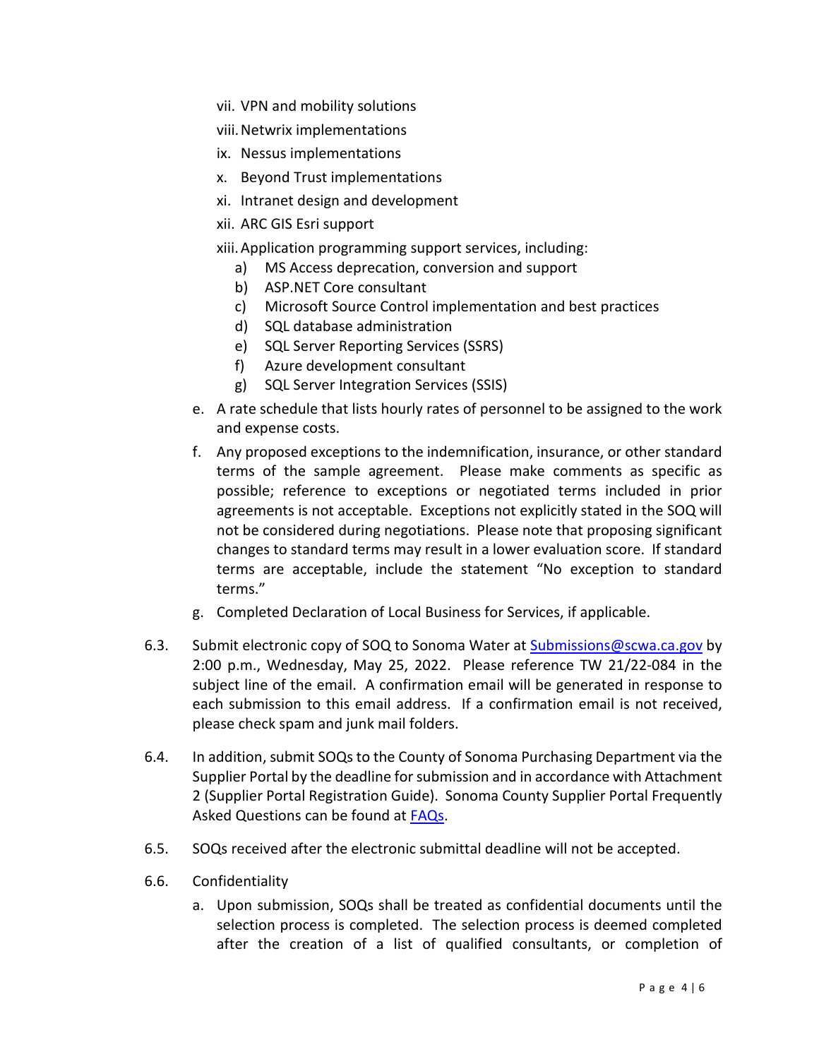vii. VPN and mobility solutions

viii. Netwrix implementations

ix. Nessus implementations

x. Beyond Trust implementations

xi. Intranet design and development

xii. ARC GIS Esri support

xiii. Application programming support services, including:

   a) MS Access deprecation, conversion and support
   b) ASP.NET Core consultant
   c) Microsoft Source Control implementation and best practices
   d) SQL database administration
   e) SQL Server Reporting Services (SSRS)
   f) Azure development consultant
   g) SQL Server Integration Services (SSIS)

e. A rate schedule that lists hourly rates of personnel to be assigned to the work and expense costs.

f. Any proposed exceptions to the indemnification, insurance, or other standard terms of the sample agreement. Please make comments as specific as possible; reference to exceptions or negotiated terms included in prior agreements is not acceptable. Exceptions not explicitly stated in the SOQ will not be considered during negotiations. Please note that proposing significant changes to standard terms may result in a lower evaluation score. If standard terms are acceptable, include the statement "No exception to standard terms."

g. Completed Declaration of Local Business for Services, if applicable.

6.3. Submit electronic copy of SOQ to Sonoma Water at [Submissions@scwa.ca.gov](mailto:Submissions@scwa.ca.gov) by 2:00 p.m., Wednesday, May 25, 2022. Please reference TW 21/22-084 in the subject line of the email. A confirmation email will be generated in response to each submission to this email address. If a confirmation email is not received, please check spam and junk mail folders.

6.4. In addition, submit SOQs to the County of Sonoma Purchasing Department via the Supplier Portal by the deadline for submission and in accordance with Attachment 2 (Supplier Portal Registration Guide). Sonoma County Supplier Portal Frequently Asked Questions can be found at FAQs.

6.5. SOQs received after the electronic submittal deadline will not be accepted.

6.6. Confidentiality

a. Upon submission, SOQs shall be treated as confidential documents until the selection process is completed. The selection process is deemed completed after the creation of a list of qualified consultants, or completion of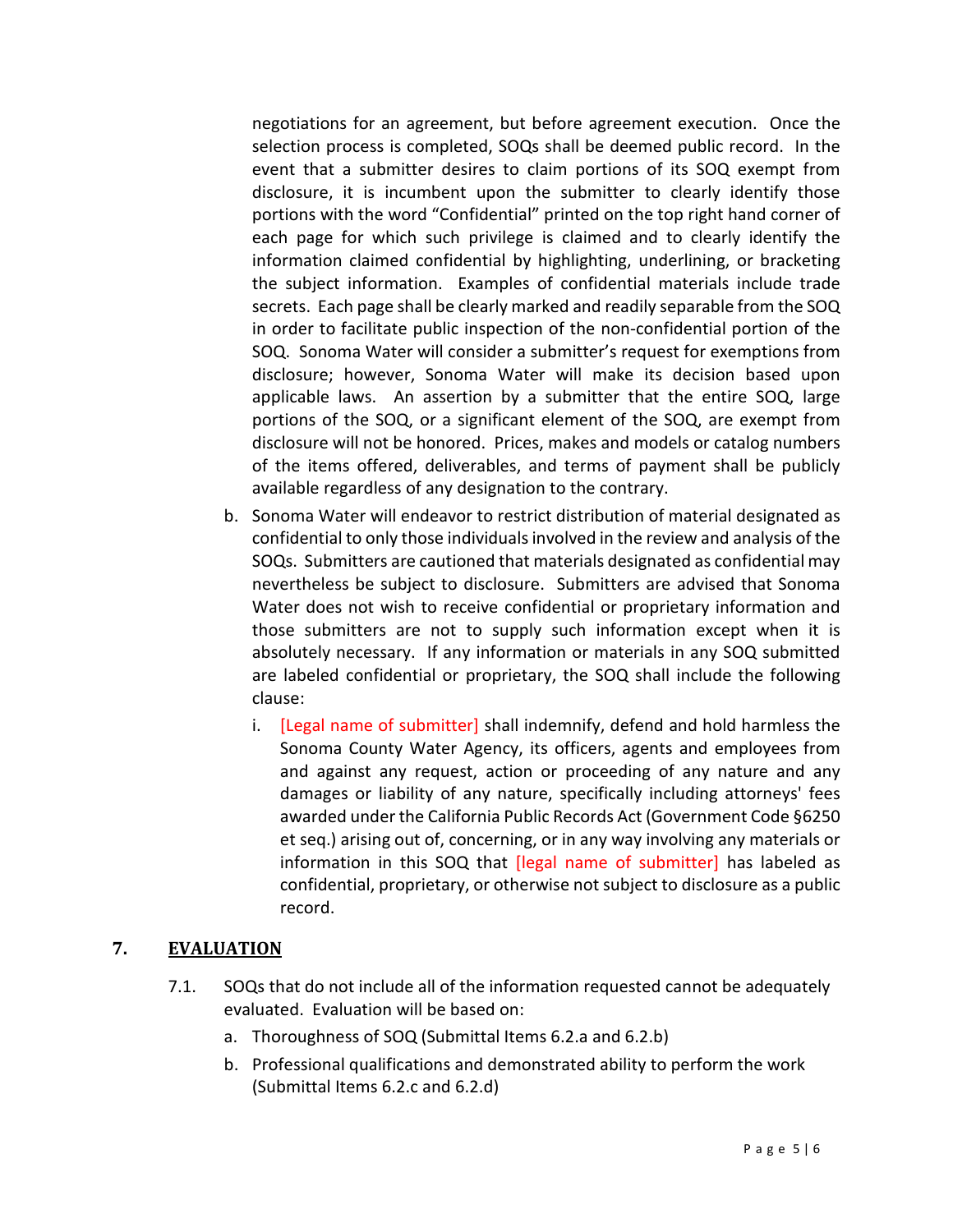negotiations for an agreement, but before agreement execution. Once the selection process is completed, SOQs shall be deemed public record. In the event that a submitter desires to claim portions of its SOQ exempt from disclosure, it is incumbent upon the submitter to clearly identify those portions with the word "Confidential" printed on the top right hand corner of each page for which such privilege is claimed and to clearly identify the information claimed confidential by highlighting, underlining, or bracketing the subject information. Examples of confidential materials include trade secrets. Each page shall be clearly marked and readily separable from the SOQ in order to facilitate public inspection of the non-confidential portion of the SOQ. Sonoma Water will consider a submitter's request for exemptions from disclosure; however, Sonoma Water will make its decision based upon applicable laws. An assertion by a submitter that the entire SOQ, large portions of the SOQ, or a significant element of the SOQ, are exempt from disclosure will not be honored. Prices, makes and models or catalog numbers of the items offered, deliverables, and terms of payment shall be publicly available regardless of any designation to the contrary.

b. Sonoma Water will endeavor to restrict distribution of material designated as confidential to only those individuals involved in the review and analysis of the SOQs. Submitters are cautioned that materials designated as confidential may nevertheless be subject to disclosure. Submitters are advised that Sonoma Water does not wish to receive confidential or proprietary information and those submitters are not to supply such information except when it is absolutely necessary. If any information or materials in any SOQ submitted are labeled confidential or proprietary, the SOQ shall include the following clause:

   i. [Legal name of submitter] shall indemnify, defend and hold harmless the Sonoma County Water Agency, its officers, agents and employees from and against any request, action or proceeding of any nature and any damages or liability of any nature, specifically including attorneys' fees awarded under the California Public Records Act (Government Code §6250 et seq.) arising out of, concerning, or in any way involving any materials or information in this SOQ that [legal name of submitter] has labeled as confidential, proprietary, or otherwise not subject to disclosure as a public record.

## 7. EVALUATION

7.1. SOQs that do not include all of the information requested cannot be adequately evaluated. Evaluation will be based on:

a. Thoroughness of SOQ (Submittal Items 6.2.a and 6.2.b)

b. Professional qualifications and demonstrated ability to perform the work (Submittal Items 6.2.c and 6.2.d)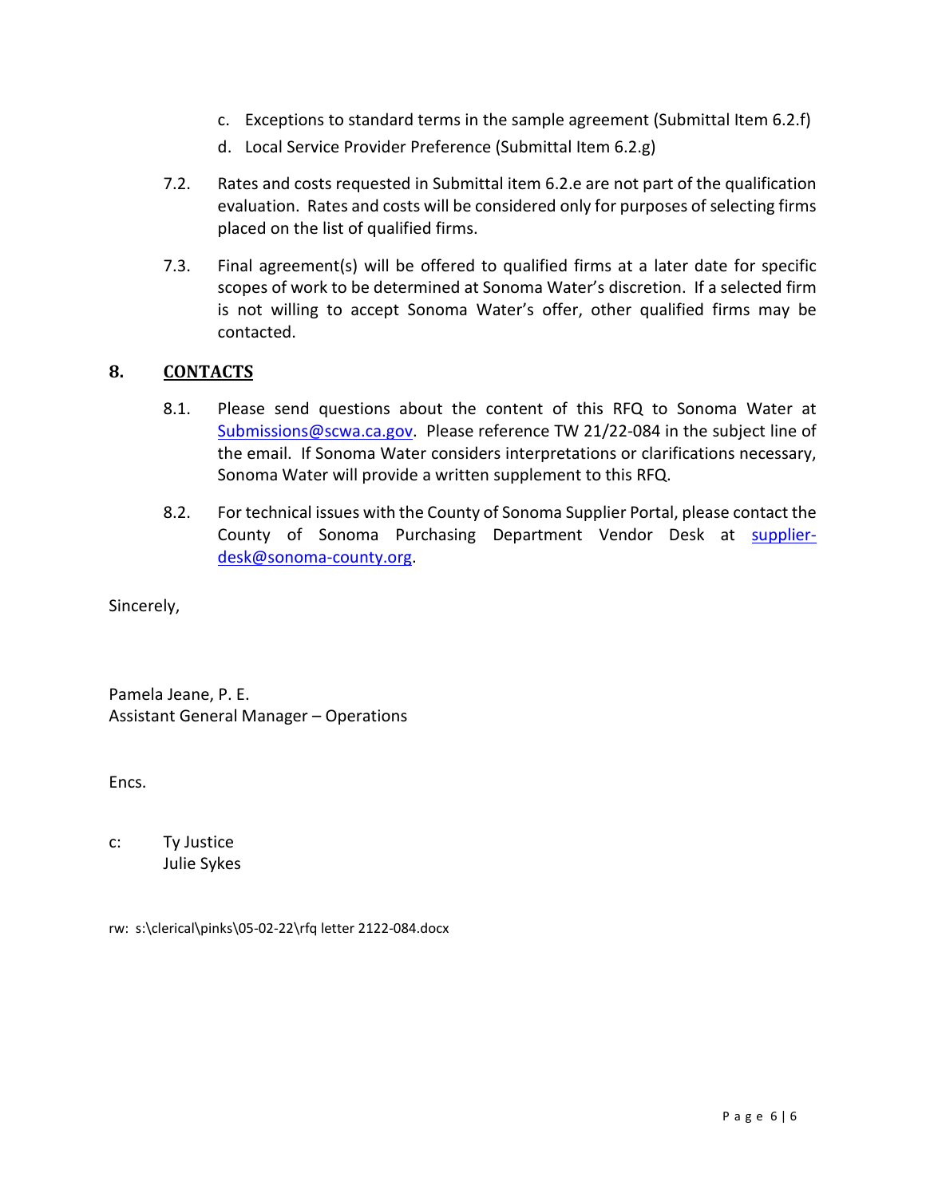c. Exceptions to standard terms in the sample agreement (Submittal Item 6.2.f)

d. Local Service Provider Preference (Submittal Item 6.2.g)

7.2. Rates and costs requested in Submittal item 6.2.e are not part of the qualification evaluation. Rates and costs will be considered only for purposes of selecting firms placed on the list of qualified firms.

7.3. Final agreement(s) will be offered to qualified firms at a later date for specific scopes of work to be determined at Sonoma Water's discretion. If a selected firm is not willing to accept Sonoma Water's offer, other qualified firms may be contacted.

## 8. CONTACTS

8.1. Please send questions about the content of this RFQ to Sonoma Water at Submissions@scwa.ca.gov. Please reference TW 21/22-084 in the subject line of the email. If Sonoma Water considers interpretations or clarifications necessary, Sonoma Water will provide a written supplement to this RFQ.

8.2. For technical issues with the County of Sonoma Supplier Portal, please contact the County of Sonoma Purchasing Department Vendor Desk at supplier-desk@sonoma-county.org.

Sincerely,

Pamela Jeane, P. E.
Assistant General Manager – Operations

Encs.

c: Ty Justice
Julie Sykes

rw: s:\clerical\pinks\05-02-22\rfq letter 2122-084.docx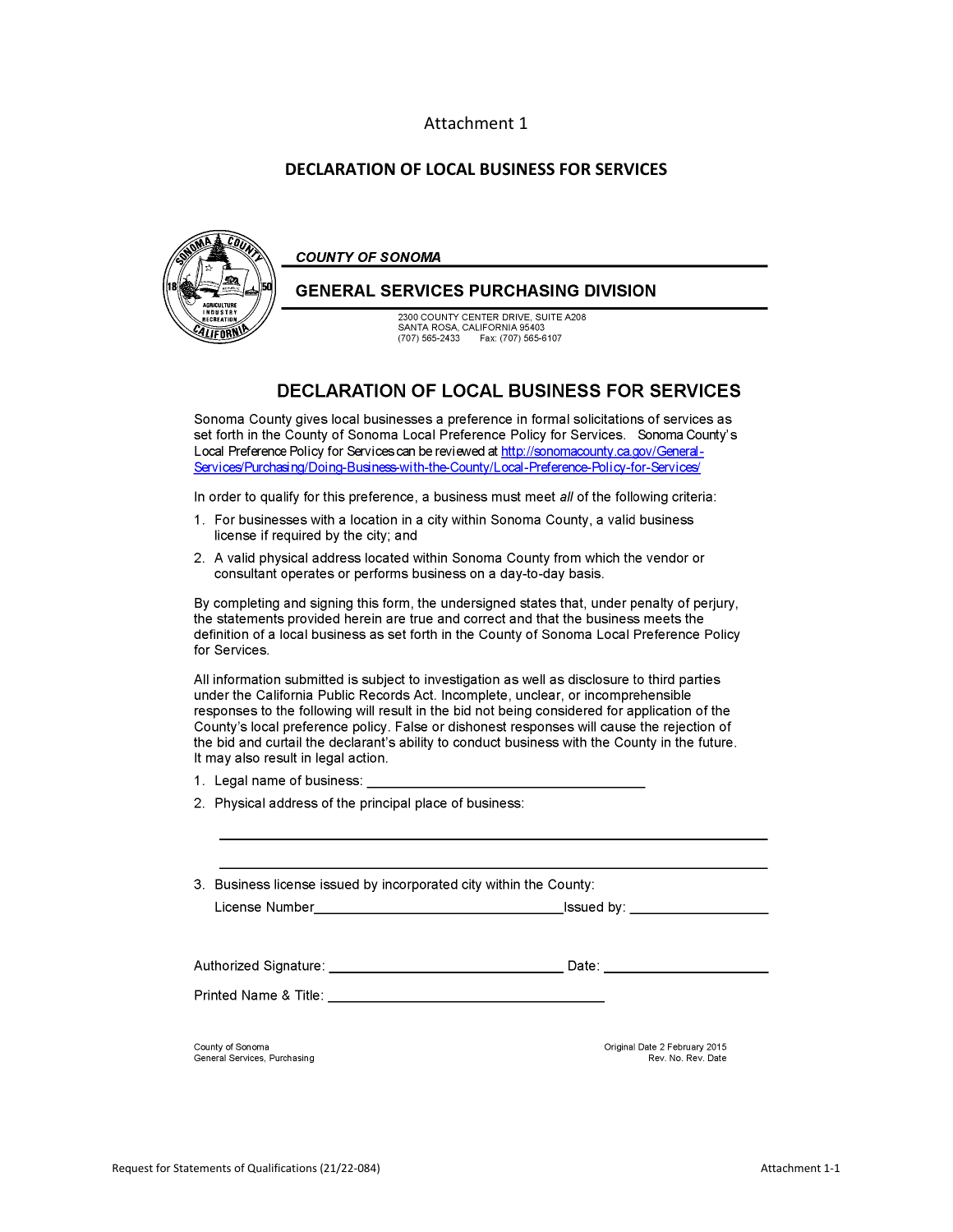Attachment 1

# DECLARATION OF LOCAL BUSINESS FOR SERVICES

***COUNTY OF SONOMA***

## GENERAL SERVICES PURCHASING DIVISION

2300 COUNTY CENTER DRIVE, SUITE A208
SANTA ROSA, CALIFORNIA 95403
(707) 565-2433 Fax: (707) 565-6107

## DECLARATION OF LOCAL BUSINESS FOR SERVICES

Sonoma County gives local businesses a preference in formal solicitations of services as set forth in the County of Sonoma Local Preference Policy for Services. Sonoma County's Local Preference Policy for Services can be reviewed at http://sonomacounty.ca.gov/General-Services/Purchasing/Doing-Business-with-the-County/Local-Preference-Policy-for-Services/

In order to qualify for this preference, a business must meet *all* of the following criteria:

1. For businesses with a location in a city within Sonoma County, a valid business license if required by the city; and
2. A valid physical address located within Sonoma County from which the vendor or consultant operates or performs business on a day-to-day basis.

By completing and signing this form, the undersigned states that, under penalty of perjury, the statements provided herein are true and correct and that the business meets the definition of a local business as set forth in the County of Sonoma Local Preference Policy for Services.

All information submitted is subject to investigation as well as disclosure to third parties under the California Public Records Act. Incomplete, unclear, or incomprehensible responses to the following will result in the bid not being considered for application of the County's local preference policy. False or dishonest responses will cause the rejection of the bid and curtail the declarant's ability to conduct business with the County in the future. It may also result in legal action.

1. Legal name of business: ____________________________________
2. Physical address of the principal place of business:

   ______________________________________________________________

   ______________________________________________________________

3. Business license issued by incorporated city within the County:

   License Number________________________________Issued by: __________________

Authorized Signature: _______________________________ Date: _____________________

Printed Name & Title: ____________________________________

County of Sonoma
General Services, Purchasing

Original Date 2 February 2015
Rev. No. Rev. Date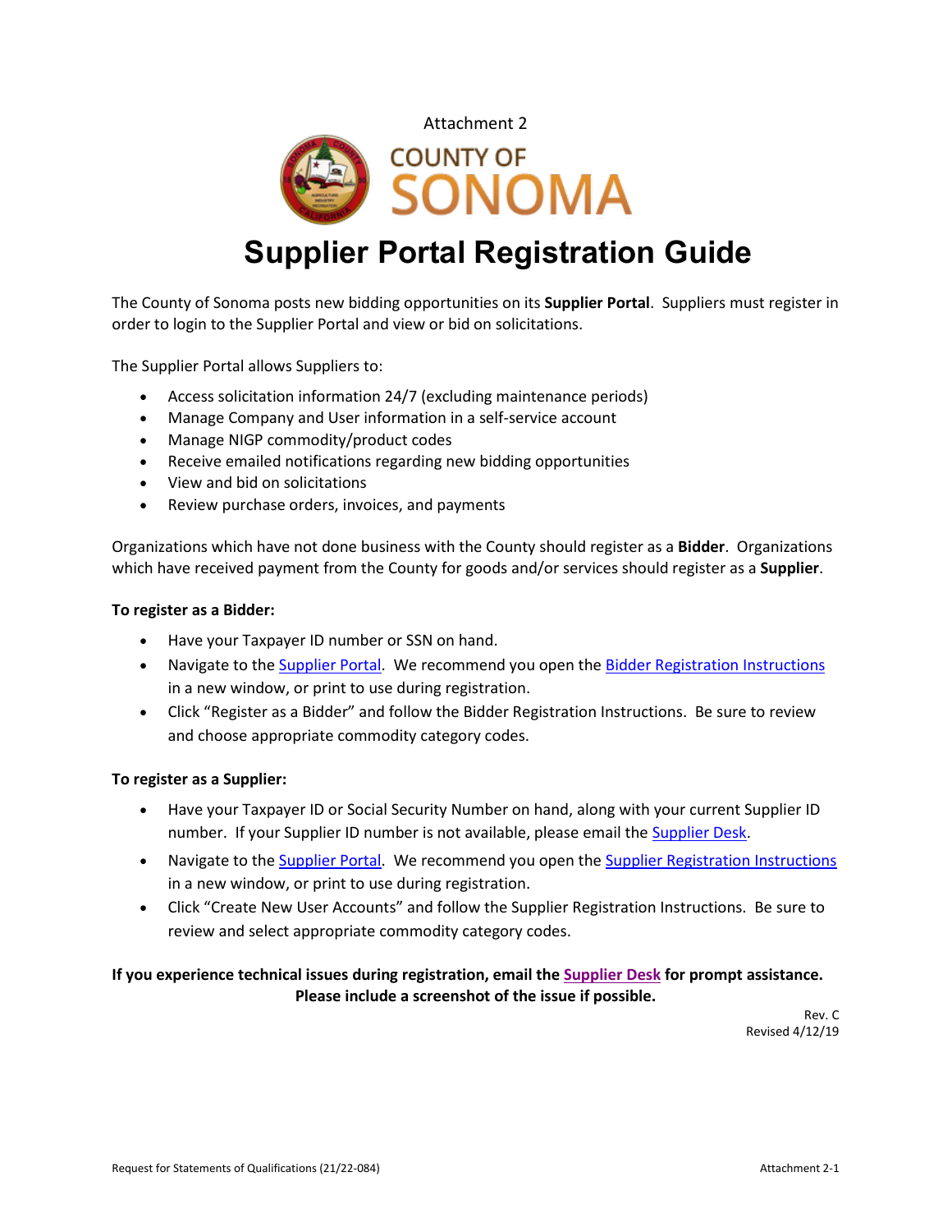Attachment 2

COUNTY OF SONOMA

# Supplier Portal Registration Guide

The County of Sonoma posts new bidding opportunities on its **Supplier Portal**. Suppliers must register in order to login to the Supplier Portal and view or bid on solicitations.

The Supplier Portal allows Suppliers to:

- Access solicitation information 24/7 (excluding maintenance periods)
- Manage Company and User information in a self-service account
- Manage NIGP commodity/product codes
- Receive emailed notifications regarding new bidding opportunities
- View and bid on solicitations
- Review purchase orders, invoices, and payments

Organizations which have not done business with the County should register as a **Bidder**. Organizations which have received payment from the County for goods and/or services should register as a **Supplier**.

**To register as a Bidder:**

- Have your Taxpayer ID number or SSN on hand.
- Navigate to the Supplier Portal. We recommend you open the Bidder Registration Instructions in a new window, or print to use during registration.
- Click "Register as a Bidder" and follow the Bidder Registration Instructions. Be sure to review and choose appropriate commodity category codes.

**To register as a Supplier:**

- Have your Taxpayer ID or Social Security Number on hand, along with your current Supplier ID number. If your Supplier ID number is not available, please email the Supplier Desk.
- Navigate to the Supplier Portal. We recommend you open the Supplier Registration Instructions in a new window, or print to use during registration.
- Click "Create New User Accounts" and follow the Supplier Registration Instructions. Be sure to review and select appropriate commodity category codes.

**If you experience technical issues during registration, email the Supplier Desk for prompt assistance. Please include a screenshot of the issue if possible.**

Rev. C
Revised 4/12/19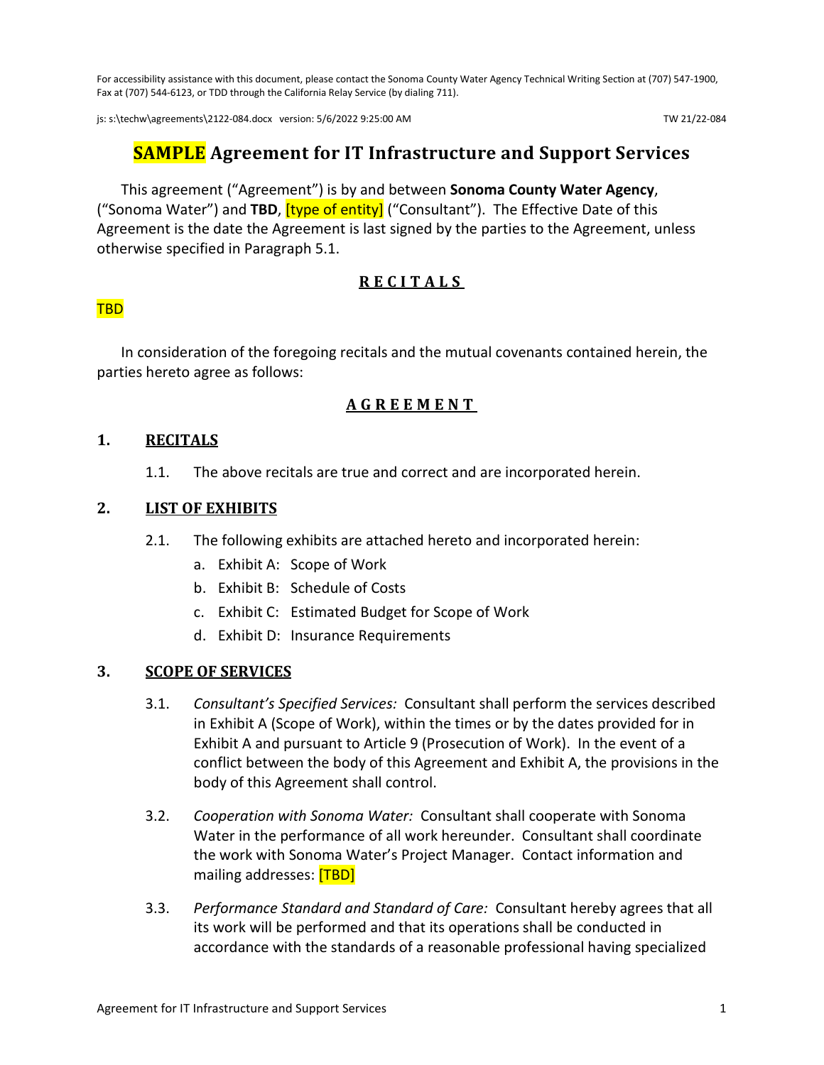For accessibility assistance with this document, please contact the Sonoma County Water Agency Technical Writing Section at (707) 547-1900, Fax at (707) 544-6123, or TDD through the California Relay Service (by dialing 711).

js: s:\techw\agreements\2122-084.docx version: 5/6/2022 9:25:00 AM TW 21/22-084

# SAMPLE Agreement for IT Infrastructure and Support Services

This agreement ("Agreement") is by and between **Sonoma County Water Agency**, ("Sonoma Water") and **TBD**, [type of entity] ("Consultant"). The Effective Date of this Agreement is the date the Agreement is last signed by the parties to the Agreement, unless otherwise specified in Paragraph 5.1.

## R E C I T A L S

TBD

In consideration of the foregoing recitals and the mutual covenants contained herein, the parties hereto agree as follows:

## A G R E E M E N T

### 1. RECITALS

1.1. The above recitals are true and correct and are incorporated herein.

### 2. LIST OF EXHIBITS

2.1. The following exhibits are attached hereto and incorporated herein:

a. Exhibit A: Scope of Work
b. Exhibit B: Schedule of Costs
c. Exhibit C: Estimated Budget for Scope of Work
d. Exhibit D: Insurance Requirements

### 3. SCOPE OF SERVICES

3.1. *Consultant's Specified Services:* Consultant shall perform the services described in Exhibit A (Scope of Work), within the times or by the dates provided for in Exhibit A and pursuant to Article 9 (Prosecution of Work). In the event of a conflict between the body of this Agreement and Exhibit A, the provisions in the body of this Agreement shall control.

3.2. *Cooperation with Sonoma Water:* Consultant shall cooperate with Sonoma Water in the performance of all work hereunder. Consultant shall coordinate the work with Sonoma Water's Project Manager. Contact information and mailing addresses: [TBD]

3.3. *Performance Standard and Standard of Care:* Consultant hereby agrees that all its work will be performed and that its operations shall be conducted in accordance with the standards of a reasonable professional having specialized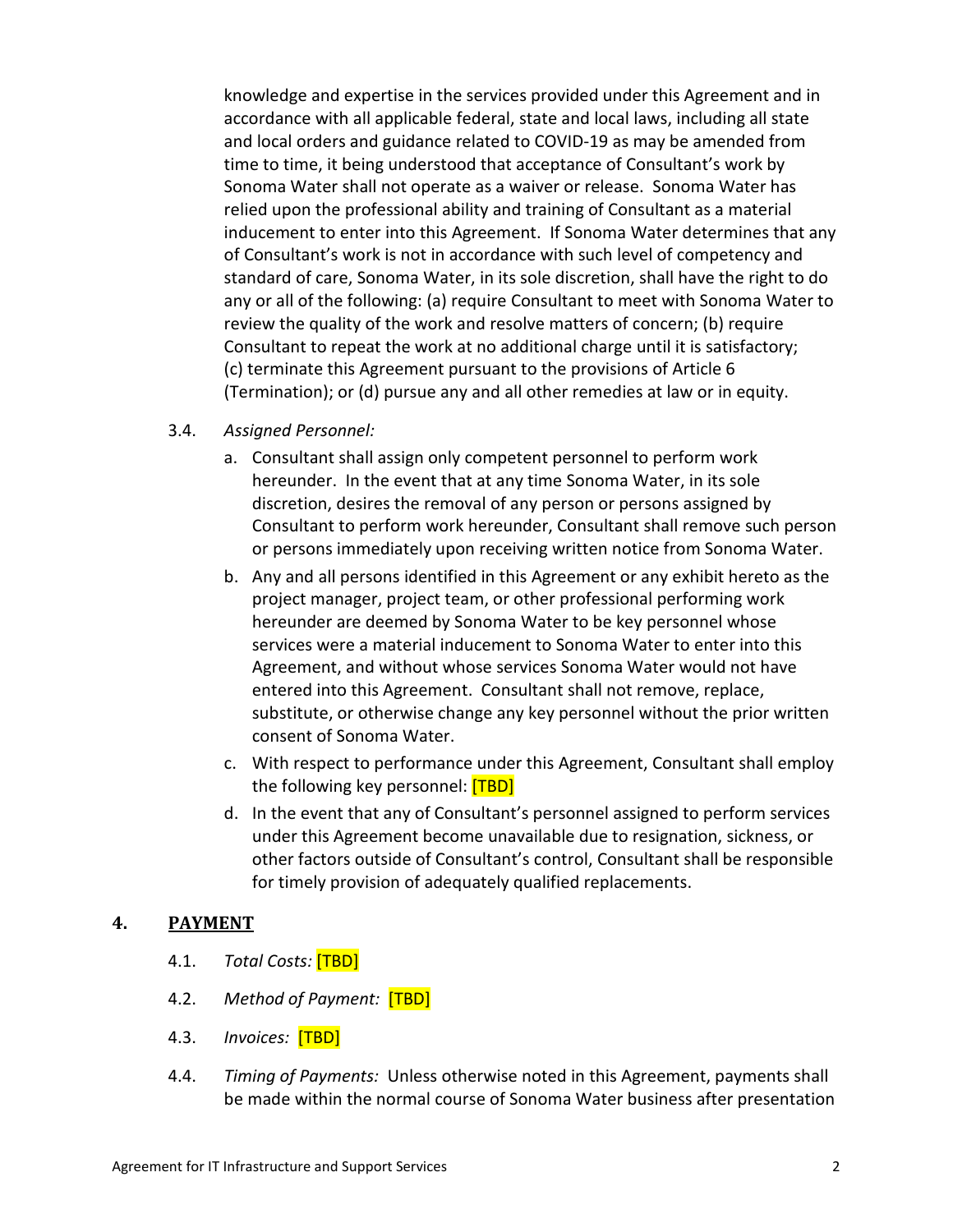knowledge and expertise in the services provided under this Agreement and in accordance with all applicable federal, state and local laws, including all state and local orders and guidance related to COVID-19 as may be amended from time to time, it being understood that acceptance of Consultant's work by Sonoma Water shall not operate as a waiver or release. Sonoma Water has relied upon the professional ability and training of Consultant as a material inducement to enter into this Agreement. If Sonoma Water determines that any of Consultant's work is not in accordance with such level of competency and standard of care, Sonoma Water, in its sole discretion, shall have the right to do any or all of the following: (a) require Consultant to meet with Sonoma Water to review the quality of the work and resolve matters of concern; (b) require Consultant to repeat the work at no additional charge until it is satisfactory; (c) terminate this Agreement pursuant to the provisions of Article 6 (Termination); or (d) pursue any and all other remedies at law or in equity.

3.4. *Assigned Personnel:*

a. Consultant shall assign only competent personnel to perform work hereunder. In the event that at any time Sonoma Water, in its sole discretion, desires the removal of any person or persons assigned by Consultant to perform work hereunder, Consultant shall remove such person or persons immediately upon receiving written notice from Sonoma Water.

b. Any and all persons identified in this Agreement or any exhibit hereto as the project manager, project team, or other professional performing work hereunder are deemed by Sonoma Water to be key personnel whose services were a material inducement to Sonoma Water to enter into this Agreement, and without whose services Sonoma Water would not have entered into this Agreement. Consultant shall not remove, replace, substitute, or otherwise change any key personnel without the prior written consent of Sonoma Water.

c. With respect to performance under this Agreement, Consultant shall employ the following key personnel: [TBD]

d. In the event that any of Consultant's personnel assigned to perform services under this Agreement become unavailable due to resignation, sickness, or other factors outside of Consultant's control, Consultant shall be responsible for timely provision of adequately qualified replacements.

## 4. PAYMENT

4.1. *Total Costs:* [TBD]

4.2. *Method of Payment:* [TBD]

4.3. *Invoices:* [TBD]

4.4. *Timing of Payments:* Unless otherwise noted in this Agreement, payments shall be made within the normal course of Sonoma Water business after presentation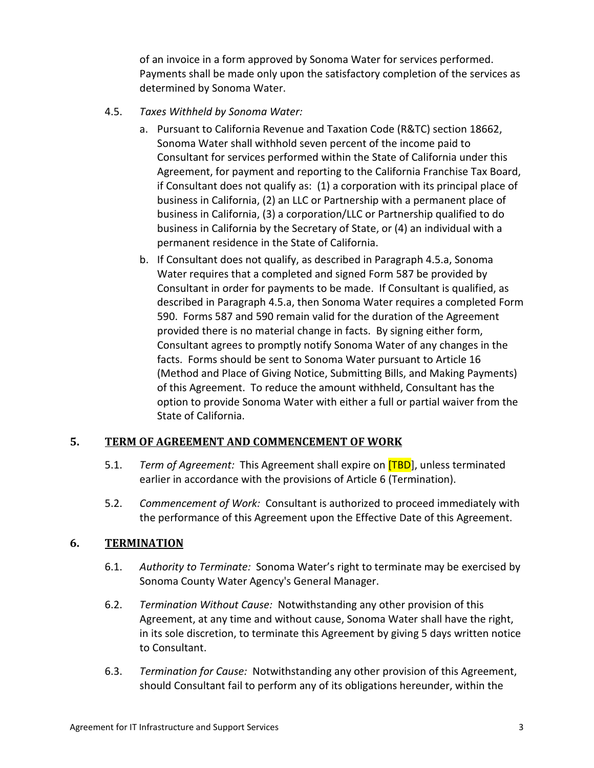of an invoice in a form approved by Sonoma Water for services performed. Payments shall be made only upon the satisfactory completion of the services as determined by Sonoma Water.

4.5. *Taxes Withheld by Sonoma Water:*

a. Pursuant to California Revenue and Taxation Code (R&TC) section 18662, Sonoma Water shall withhold seven percent of the income paid to Consultant for services performed within the State of California under this Agreement, for payment and reporting to the California Franchise Tax Board, if Consultant does not qualify as: (1) a corporation with its principal place of business in California, (2) an LLC or Partnership with a permanent place of business in California, (3) a corporation/LLC or Partnership qualified to do business in California by the Secretary of State, or (4) an individual with a permanent residence in the State of California.

b. If Consultant does not qualify, as described in Paragraph 4.5.a, Sonoma Water requires that a completed and signed Form 587 be provided by Consultant in order for payments to be made. If Consultant is qualified, as described in Paragraph 4.5.a, then Sonoma Water requires a completed Form 590. Forms 587 and 590 remain valid for the duration of the Agreement provided there is no material change in facts. By signing either form, Consultant agrees to promptly notify Sonoma Water of any changes in the facts. Forms should be sent to Sonoma Water pursuant to Article 16 (Method and Place of Giving Notice, Submitting Bills, and Making Payments) of this Agreement. To reduce the amount withheld, Consultant has the option to provide Sonoma Water with either a full or partial waiver from the State of California.

## 5. TERM OF AGREEMENT AND COMMENCEMENT OF WORK

5.1. *Term of Agreement:* This Agreement shall expire on [TBD], unless terminated earlier in accordance with the provisions of Article 6 (Termination).

5.2. *Commencement of Work:* Consultant is authorized to proceed immediately with the performance of this Agreement upon the Effective Date of this Agreement.

## 6. TERMINATION

6.1. *Authority to Terminate:* Sonoma Water's right to terminate may be exercised by Sonoma County Water Agency's General Manager.

6.2. *Termination Without Cause:* Notwithstanding any other provision of this Agreement, at any time and without cause, Sonoma Water shall have the right, in its sole discretion, to terminate this Agreement by giving 5 days written notice to Consultant.

6.3. *Termination for Cause:* Notwithstanding any other provision of this Agreement, should Consultant fail to perform any of its obligations hereunder, within the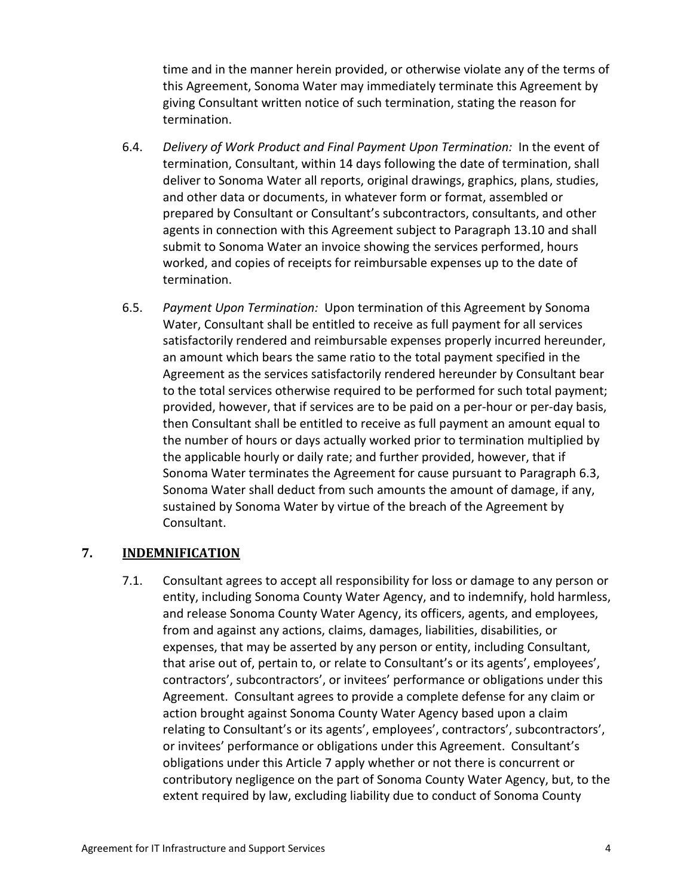time and in the manner herein provided, or otherwise violate any of the terms of this Agreement, Sonoma Water may immediately terminate this Agreement by giving Consultant written notice of such termination, stating the reason for termination.

6.4. *Delivery of Work Product and Final Payment Upon Termination:* In the event of termination, Consultant, within 14 days following the date of termination, shall deliver to Sonoma Water all reports, original drawings, graphics, plans, studies, and other data or documents, in whatever form or format, assembled or prepared by Consultant or Consultant's subcontractors, consultants, and other agents in connection with this Agreement subject to Paragraph 13.10 and shall submit to Sonoma Water an invoice showing the services performed, hours worked, and copies of receipts for reimbursable expenses up to the date of termination.

6.5. *Payment Upon Termination:* Upon termination of this Agreement by Sonoma Water, Consultant shall be entitled to receive as full payment for all services satisfactorily rendered and reimbursable expenses properly incurred hereunder, an amount which bears the same ratio to the total payment specified in the Agreement as the services satisfactorily rendered hereunder by Consultant bear to the total services otherwise required to be performed for such total payment; provided, however, that if services are to be paid on a per-hour or per-day basis, then Consultant shall be entitled to receive as full payment an amount equal to the number of hours or days actually worked prior to termination multiplied by the applicable hourly or daily rate; and further provided, however, that if Sonoma Water terminates the Agreement for cause pursuant to Paragraph 6.3, Sonoma Water shall deduct from such amounts the amount of damage, if any, sustained by Sonoma Water by virtue of the breach of the Agreement by Consultant.

## 7. INDEMNIFICATION

7.1. Consultant agrees to accept all responsibility for loss or damage to any person or entity, including Sonoma County Water Agency, and to indemnify, hold harmless, and release Sonoma County Water Agency, its officers, agents, and employees, from and against any actions, claims, damages, liabilities, disabilities, or expenses, that may be asserted by any person or entity, including Consultant, that arise out of, pertain to, or relate to Consultant's or its agents', employees', contractors', subcontractors', or invitees' performance or obligations under this Agreement. Consultant agrees to provide a complete defense for any claim or action brought against Sonoma County Water Agency based upon a claim relating to Consultant's or its agents', employees', contractors', subcontractors', or invitees' performance or obligations under this Agreement. Consultant's obligations under this Article 7 apply whether or not there is concurrent or contributory negligence on the part of Sonoma County Water Agency, but, to the extent required by law, excluding liability due to conduct of Sonoma County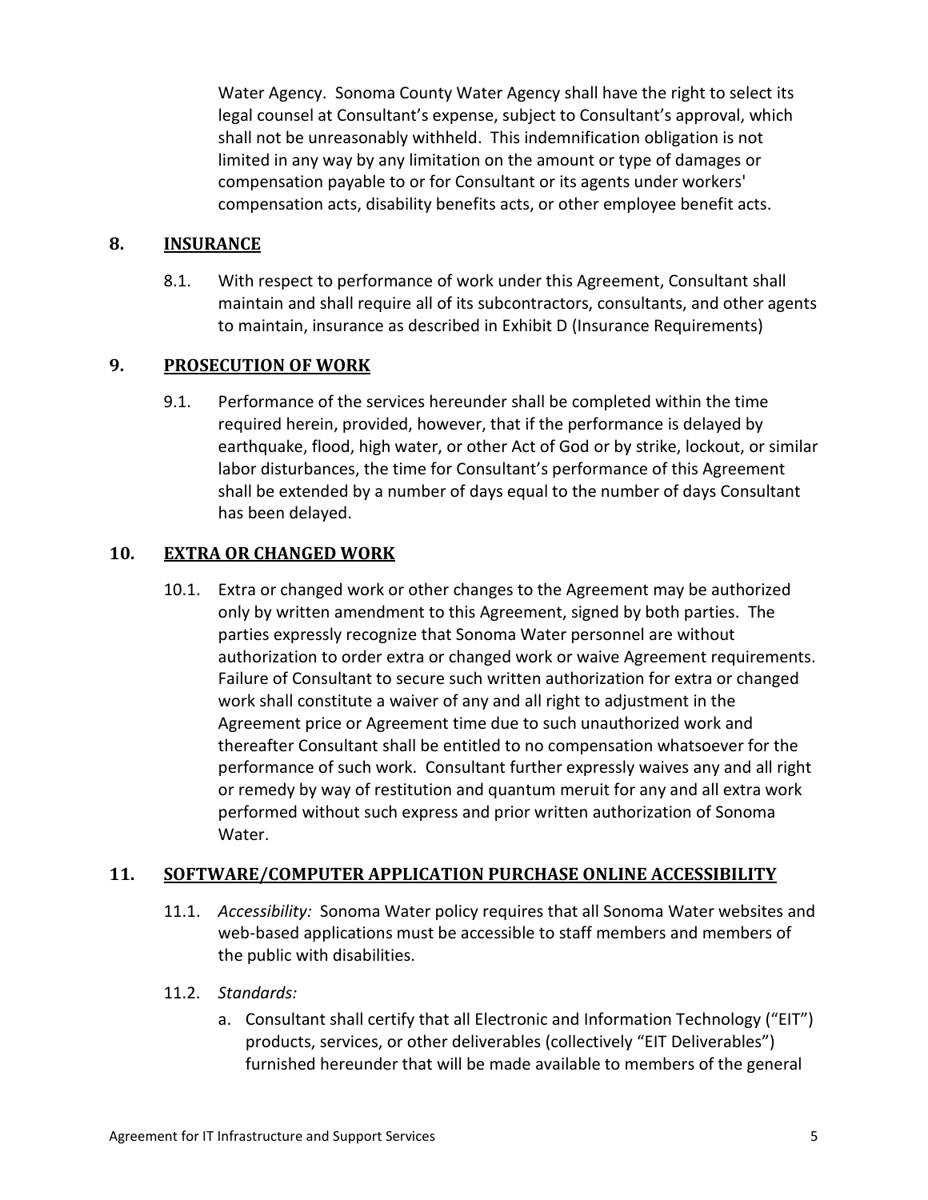Water Agency. Sonoma County Water Agency shall have the right to select its legal counsel at Consultant's expense, subject to Consultant's approval, which shall not be unreasonably withheld. This indemnification obligation is not limited in any way by any limitation on the amount or type of damages or compensation payable to or for Consultant or its agents under workers' compensation acts, disability benefits acts, or other employee benefit acts.

## 8. INSURANCE

8.1. With respect to performance of work under this Agreement, Consultant shall maintain and shall require all of its subcontractors, consultants, and other agents to maintain, insurance as described in Exhibit D (Insurance Requirements)

## 9. PROSECUTION OF WORK

9.1. Performance of the services hereunder shall be completed within the time required herein, provided, however, that if the performance is delayed by earthquake, flood, high water, or other Act of God or by strike, lockout, or similar labor disturbances, the time for Consultant's performance of this Agreement shall be extended by a number of days equal to the number of days Consultant has been delayed.

## 10. EXTRA OR CHANGED WORK

10.1. Extra or changed work or other changes to the Agreement may be authorized only by written amendment to this Agreement, signed by both parties. The parties expressly recognize that Sonoma Water personnel are without authorization to order extra or changed work or waive Agreement requirements. Failure of Consultant to secure such written authorization for extra or changed work shall constitute a waiver of any and all right to adjustment in the Agreement price or Agreement time due to such unauthorized work and thereafter Consultant shall be entitled to no compensation whatsoever for the performance of such work. Consultant further expressly waives any and all right or remedy by way of restitution and quantum meruit for any and all extra work performed without such express and prior written authorization of Sonoma Water.

## 11. SOFTWARE/COMPUTER APPLICATION PURCHASE ONLINE ACCESSIBILITY

11.1. *Accessibility:* Sonoma Water policy requires that all Sonoma Water websites and web-based applications must be accessible to staff members and members of the public with disabilities.

11.2. *Standards:*

a. Consultant shall certify that all Electronic and Information Technology ("EIT") products, services, or other deliverables (collectively "EIT Deliverables") furnished hereunder that will be made available to members of the general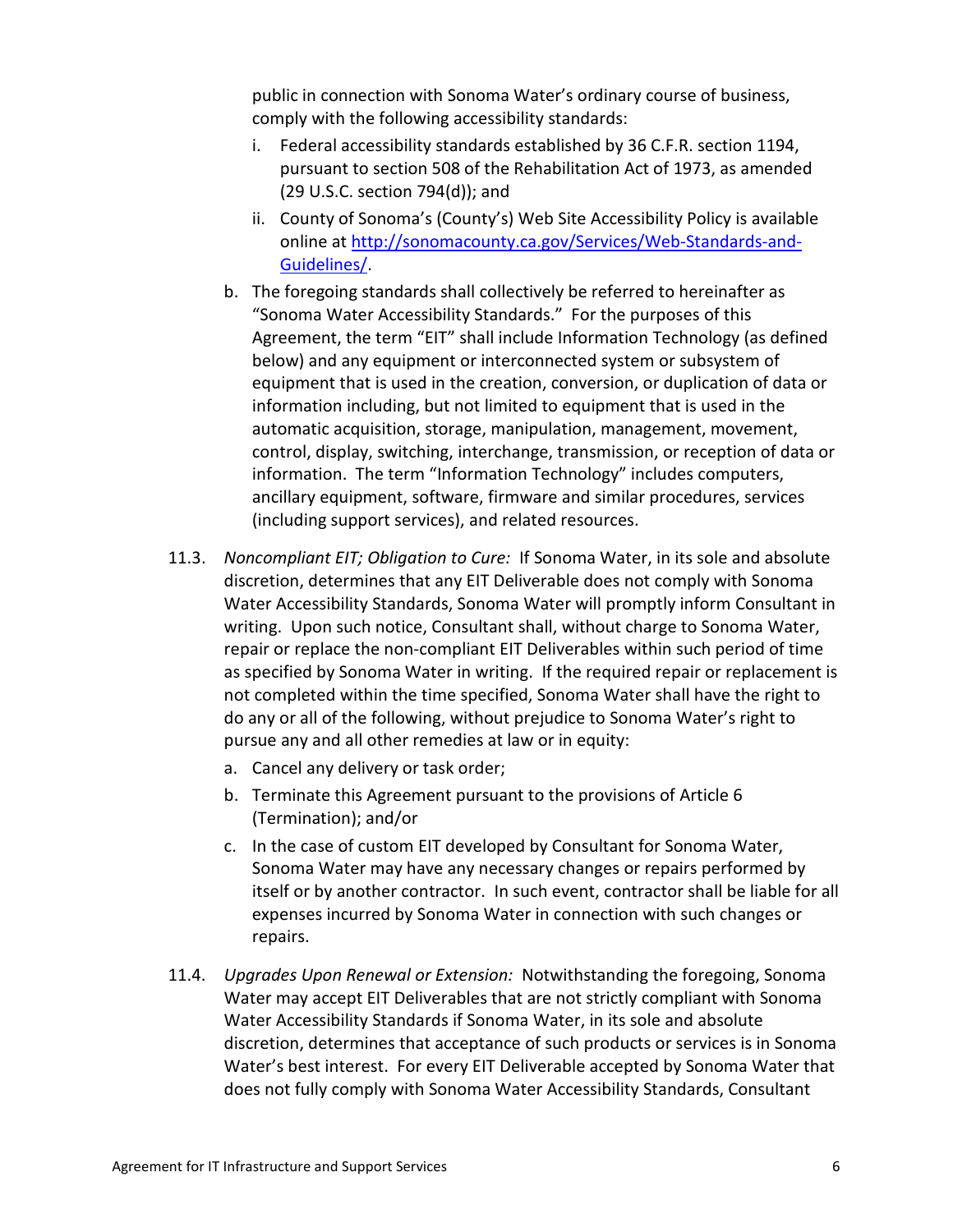public in connection with Sonoma Water's ordinary course of business, comply with the following accessibility standards:

   i. Federal accessibility standards established by 36 C.F.R. section 1194, pursuant to section 508 of the Rehabilitation Act of 1973, as amended (29 U.S.C. section 794(d)); and

   ii. County of Sonoma's (County's) Web Site Accessibility Policy is available online at [http://sonomacounty.ca.gov/Services/Web-Standards-and-Guidelines/](http://sonomacounty.ca.gov/Services/Web-Standards-and-Guidelines/).

b. The foregoing standards shall collectively be referred to hereinafter as "Sonoma Water Accessibility Standards." For the purposes of this Agreement, the term "EIT" shall include Information Technology (as defined below) and any equipment or interconnected system or subsystem of equipment that is used in the creation, conversion, or duplication of data or information including, but not limited to equipment that is used in the automatic acquisition, storage, manipulation, management, movement, control, display, switching, interchange, transmission, or reception of data or information. The term "Information Technology" includes computers, ancillary equipment, software, firmware and similar procedures, services (including support services), and related resources.

11.3. *Noncompliant EIT; Obligation to Cure:* If Sonoma Water, in its sole and absolute discretion, determines that any EIT Deliverable does not comply with Sonoma Water Accessibility Standards, Sonoma Water will promptly inform Consultant in writing. Upon such notice, Consultant shall, without charge to Sonoma Water, repair or replace the non-compliant EIT Deliverables within such period of time as specified by Sonoma Water in writing. If the required repair or replacement is not completed within the time specified, Sonoma Water shall have the right to do any or all of the following, without prejudice to Sonoma Water's right to pursue any and all other remedies at law or in equity:

a. Cancel any delivery or task order;

b. Terminate this Agreement pursuant to the provisions of Article 6 (Termination); and/or

c. In the case of custom EIT developed by Consultant for Sonoma Water, Sonoma Water may have any necessary changes or repairs performed by itself or by another contractor. In such event, contractor shall be liable for all expenses incurred by Sonoma Water in connection with such changes or repairs.

11.4. *Upgrades Upon Renewal or Extension:* Notwithstanding the foregoing, Sonoma Water may accept EIT Deliverables that are not strictly compliant with Sonoma Water Accessibility Standards if Sonoma Water, in its sole and absolute discretion, determines that acceptance of such products or services is in Sonoma Water's best interest. For every EIT Deliverable accepted by Sonoma Water that does not fully comply with Sonoma Water Accessibility Standards, Consultant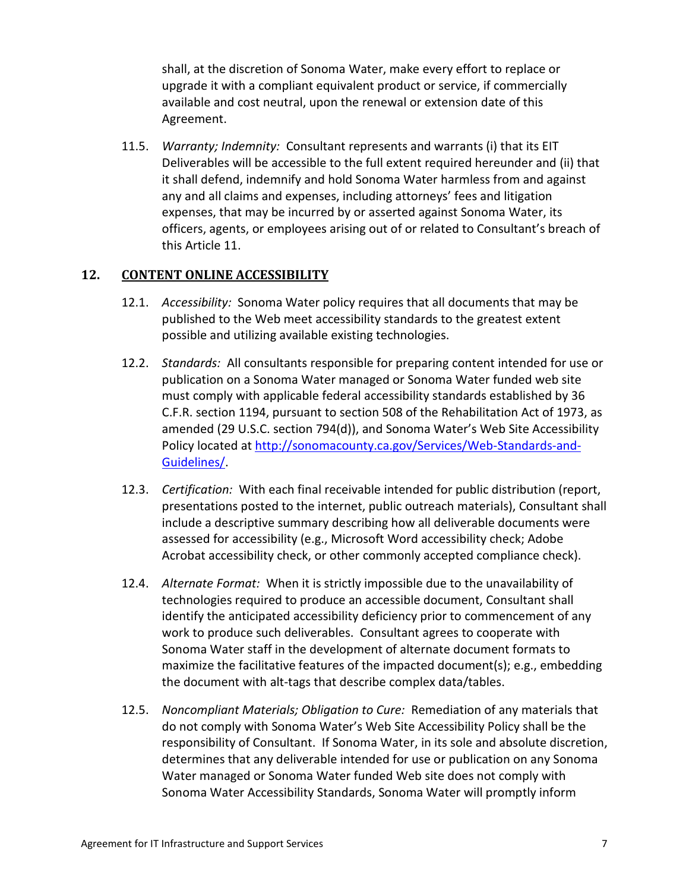shall, at the discretion of Sonoma Water, make every effort to replace or upgrade it with a compliant equivalent product or service, if commercially available and cost neutral, upon the renewal or extension date of this Agreement.

11.5. *Warranty; Indemnity:* Consultant represents and warrants (i) that its EIT Deliverables will be accessible to the full extent required hereunder and (ii) that it shall defend, indemnify and hold Sonoma Water harmless from and against any and all claims and expenses, including attorneys' fees and litigation expenses, that may be incurred by or asserted against Sonoma Water, its officers, agents, or employees arising out of or related to Consultant's breach of this Article 11.

## 12. CONTENT ONLINE ACCESSIBILITY

12.1. *Accessibility:* Sonoma Water policy requires that all documents that may be published to the Web meet accessibility standards to the greatest extent possible and utilizing available existing technologies.

12.2. *Standards:* All consultants responsible for preparing content intended for use or publication on a Sonoma Water managed or Sonoma Water funded web site must comply with applicable federal accessibility standards established by 36 C.F.R. section 1194, pursuant to section 508 of the Rehabilitation Act of 1973, as amended (29 U.S.C. section 794(d)), and Sonoma Water's Web Site Accessibility Policy located at [http://sonomacounty.ca.gov/Services/Web-Standards-and-Guidelines/](http://sonomacounty.ca.gov/Services/Web-Standards-and-Guidelines/).

12.3. *Certification:* With each final receivable intended for public distribution (report, presentations posted to the internet, public outreach materials), Consultant shall include a descriptive summary describing how all deliverable documents were assessed for accessibility (e.g., Microsoft Word accessibility check; Adobe Acrobat accessibility check, or other commonly accepted compliance check).

12.4. *Alternate Format:* When it is strictly impossible due to the unavailability of technologies required to produce an accessible document, Consultant shall identify the anticipated accessibility deficiency prior to commencement of any work to produce such deliverables. Consultant agrees to cooperate with Sonoma Water staff in the development of alternate document formats to maximize the facilitative features of the impacted document(s); e.g., embedding the document with alt-tags that describe complex data/tables.

12.5. *Noncompliant Materials; Obligation to Cure:* Remediation of any materials that do not comply with Sonoma Water's Web Site Accessibility Policy shall be the responsibility of Consultant. If Sonoma Water, in its sole and absolute discretion, determines that any deliverable intended for use or publication on any Sonoma Water managed or Sonoma Water funded Web site does not comply with Sonoma Water Accessibility Standards, Sonoma Water will promptly inform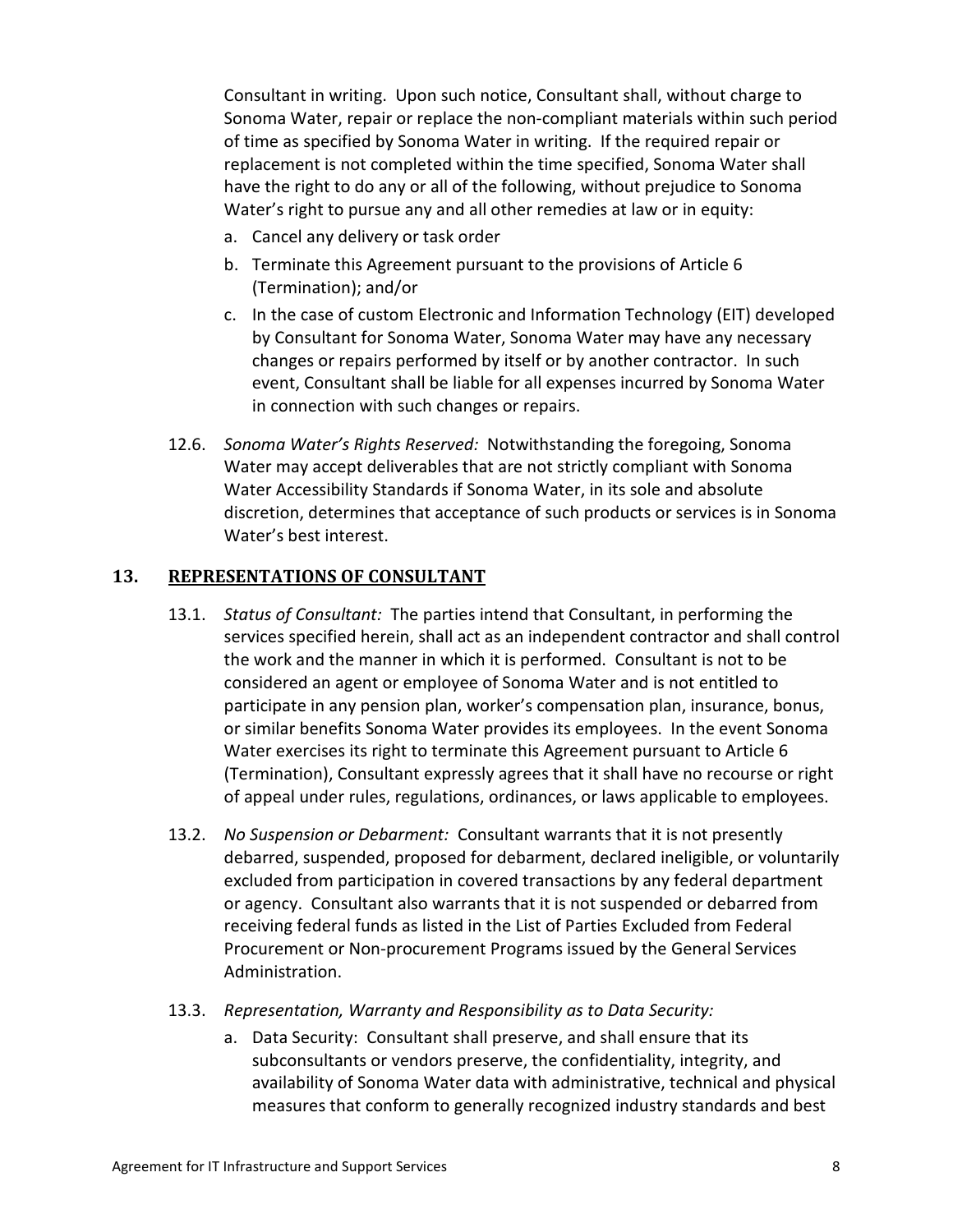Consultant in writing. Upon such notice, Consultant shall, without charge to Sonoma Water, repair or replace the non-compliant materials within such period of time as specified by Sonoma Water in writing. If the required repair or replacement is not completed within the time specified, Sonoma Water shall have the right to do any or all of the following, without prejudice to Sonoma Water's right to pursue any and all other remedies at law or in equity:

a. Cancel any delivery or task order
b. Terminate this Agreement pursuant to the provisions of Article 6 (Termination); and/or
c. In the case of custom Electronic and Information Technology (EIT) developed by Consultant for Sonoma Water, Sonoma Water may have any necessary changes or repairs performed by itself or by another contractor. In such event, Consultant shall be liable for all expenses incurred by Sonoma Water in connection with such changes or repairs.

12.6. *Sonoma Water's Rights Reserved:* Notwithstanding the foregoing, Sonoma Water may accept deliverables that are not strictly compliant with Sonoma Water Accessibility Standards if Sonoma Water, in its sole and absolute discretion, determines that acceptance of such products or services is in Sonoma Water's best interest.

## 13. REPRESENTATIONS OF CONSULTANT

13.1. *Status of Consultant:* The parties intend that Consultant, in performing the services specified herein, shall act as an independent contractor and shall control the work and the manner in which it is performed. Consultant is not to be considered an agent or employee of Sonoma Water and is not entitled to participate in any pension plan, worker's compensation plan, insurance, bonus, or similar benefits Sonoma Water provides its employees. In the event Sonoma Water exercises its right to terminate this Agreement pursuant to Article 6 (Termination), Consultant expressly agrees that it shall have no recourse or right of appeal under rules, regulations, ordinances, or laws applicable to employees.

13.2. *No Suspension or Debarment:* Consultant warrants that it is not presently debarred, suspended, proposed for debarment, declared ineligible, or voluntarily excluded from participation in covered transactions by any federal department or agency. Consultant also warrants that it is not suspended or debarred from receiving federal funds as listed in the List of Parties Excluded from Federal Procurement or Non-procurement Programs issued by the General Services Administration.

13.3. *Representation, Warranty and Responsibility as to Data Security:*

a. Data Security: Consultant shall preserve, and shall ensure that its subconsultants or vendors preserve, the confidentiality, integrity, and availability of Sonoma Water data with administrative, technical and physical measures that conform to generally recognized industry standards and best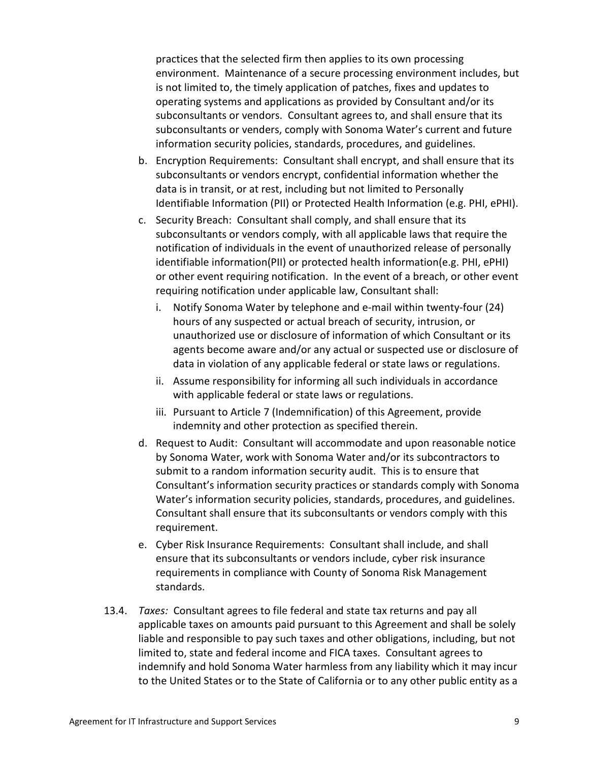practices that the selected firm then applies to its own processing environment. Maintenance of a secure processing environment includes, but is not limited to, the timely application of patches, fixes and updates to operating systems and applications as provided by Consultant and/or its subconsultants or vendors. Consultant agrees to, and shall ensure that its subconsultants or venders, comply with Sonoma Water's current and future information security policies, standards, procedures, and guidelines.

b. Encryption Requirements: Consultant shall encrypt, and shall ensure that its subconsultants or vendors encrypt, confidential information whether the data is in transit, or at rest, including but not limited to Personally Identifiable Information (PII) or Protected Health Information (e.g. PHI, ePHI).

c. Security Breach: Consultant shall comply, and shall ensure that its subconsultants or vendors comply, with all applicable laws that require the notification of individuals in the event of unauthorized release of personally identifiable information(PII) or protected health information(e.g. PHI, ePHI) or other event requiring notification. In the event of a breach, or other event requiring notification under applicable law, Consultant shall:

   i. Notify Sonoma Water by telephone and e-mail within twenty-four (24) hours of any suspected or actual breach of security, intrusion, or unauthorized use or disclosure of information of which Consultant or its agents become aware and/or any actual or suspected use or disclosure of data in violation of any applicable federal or state laws or regulations.

   ii. Assume responsibility for informing all such individuals in accordance with applicable federal or state laws or regulations.

   iii. Pursuant to Article 7 (Indemnification) of this Agreement, provide indemnity and other protection as specified therein.

d. Request to Audit: Consultant will accommodate and upon reasonable notice by Sonoma Water, work with Sonoma Water and/or its subcontractors to submit to a random information security audit. This is to ensure that Consultant's information security practices or standards comply with Sonoma Water's information security policies, standards, procedures, and guidelines. Consultant shall ensure that its subconsultants or vendors comply with this requirement.

e. Cyber Risk Insurance Requirements: Consultant shall include, and shall ensure that its subconsultants or vendors include, cyber risk insurance requirements in compliance with County of Sonoma Risk Management standards.

13.4. *Taxes:* Consultant agrees to file federal and state tax returns and pay all applicable taxes on amounts paid pursuant to this Agreement and shall be solely liable and responsible to pay such taxes and other obligations, including, but not limited to, state and federal income and FICA taxes. Consultant agrees to indemnify and hold Sonoma Water harmless from any liability which it may incur to the United States or to the State of California or to any other public entity as a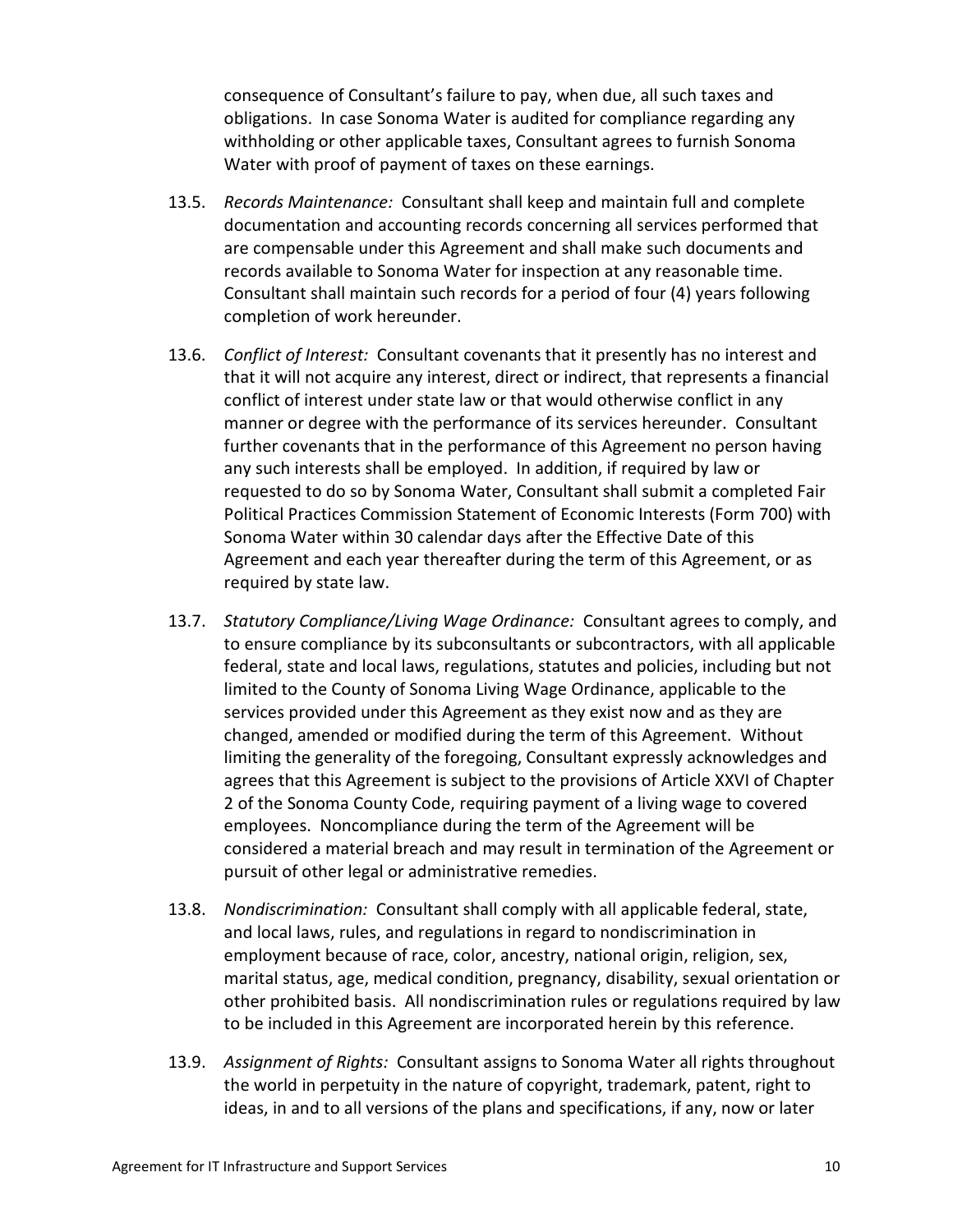consequence of Consultant's failure to pay, when due, all such taxes and obligations. In case Sonoma Water is audited for compliance regarding any withholding or other applicable taxes, Consultant agrees to furnish Sonoma Water with proof of payment of taxes on these earnings.

13.5. *Records Maintenance:* Consultant shall keep and maintain full and complete documentation and accounting records concerning all services performed that are compensable under this Agreement and shall make such documents and records available to Sonoma Water for inspection at any reasonable time. Consultant shall maintain such records for a period of four (4) years following completion of work hereunder.

13.6. *Conflict of Interest:* Consultant covenants that it presently has no interest and that it will not acquire any interest, direct or indirect, that represents a financial conflict of interest under state law or that would otherwise conflict in any manner or degree with the performance of its services hereunder. Consultant further covenants that in the performance of this Agreement no person having any such interests shall be employed. In addition, if required by law or requested to do so by Sonoma Water, Consultant shall submit a completed Fair Political Practices Commission Statement of Economic Interests (Form 700) with Sonoma Water within 30 calendar days after the Effective Date of this Agreement and each year thereafter during the term of this Agreement, or as required by state law.

13.7. *Statutory Compliance/Living Wage Ordinance:* Consultant agrees to comply, and to ensure compliance by its subconsultants or subcontractors, with all applicable federal, state and local laws, regulations, statutes and policies, including but not limited to the County of Sonoma Living Wage Ordinance, applicable to the services provided under this Agreement as they exist now and as they are changed, amended or modified during the term of this Agreement. Without limiting the generality of the foregoing, Consultant expressly acknowledges and agrees that this Agreement is subject to the provisions of Article XXVI of Chapter 2 of the Sonoma County Code, requiring payment of a living wage to covered employees. Noncompliance during the term of the Agreement will be considered a material breach and may result in termination of the Agreement or pursuit of other legal or administrative remedies.

13.8. *Nondiscrimination:* Consultant shall comply with all applicable federal, state, and local laws, rules, and regulations in regard to nondiscrimination in employment because of race, color, ancestry, national origin, religion, sex, marital status, age, medical condition, pregnancy, disability, sexual orientation or other prohibited basis. All nondiscrimination rules or regulations required by law to be included in this Agreement are incorporated herein by this reference.

13.9. *Assignment of Rights:* Consultant assigns to Sonoma Water all rights throughout the world in perpetuity in the nature of copyright, trademark, patent, right to ideas, in and to all versions of the plans and specifications, if any, now or later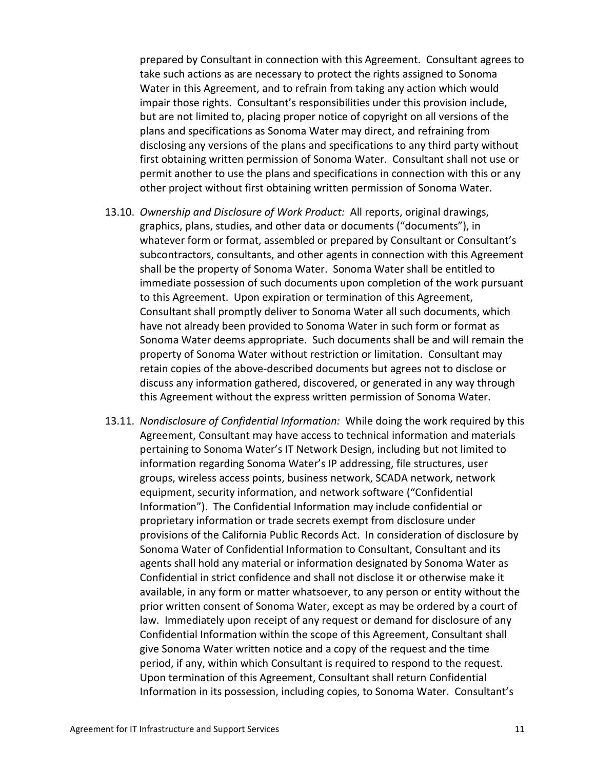prepared by Consultant in connection with this Agreement. Consultant agrees to take such actions as are necessary to protect the rights assigned to Sonoma Water in this Agreement, and to refrain from taking any action which would impair those rights. Consultant's responsibilities under this provision include, but are not limited to, placing proper notice of copyright on all versions of the plans and specifications as Sonoma Water may direct, and refraining from disclosing any versions of the plans and specifications to any third party without first obtaining written permission of Sonoma Water. Consultant shall not use or permit another to use the plans and specifications in connection with this or any other project without first obtaining written permission of Sonoma Water.

13.10. *Ownership and Disclosure of Work Product:* All reports, original drawings, graphics, plans, studies, and other data or documents ("documents"), in whatever form or format, assembled or prepared by Consultant or Consultant's subcontractors, consultants, and other agents in connection with this Agreement shall be the property of Sonoma Water. Sonoma Water shall be entitled to immediate possession of such documents upon completion of the work pursuant to this Agreement. Upon expiration or termination of this Agreement, Consultant shall promptly deliver to Sonoma Water all such documents, which have not already been provided to Sonoma Water in such form or format as Sonoma Water deems appropriate. Such documents shall be and will remain the property of Sonoma Water without restriction or limitation. Consultant may retain copies of the above-described documents but agrees not to disclose or discuss any information gathered, discovered, or generated in any way through this Agreement without the express written permission of Sonoma Water.

13.11. *Nondisclosure of Confidential Information:* While doing the work required by this Agreement, Consultant may have access to technical information and materials pertaining to Sonoma Water's IT Network Design, including but not limited to information regarding Sonoma Water's IP addressing, file structures, user groups, wireless access points, business network, SCADA network, network equipment, security information, and network software ("Confidential Information"). The Confidential Information may include confidential or proprietary information or trade secrets exempt from disclosure under provisions of the California Public Records Act. In consideration of disclosure by Sonoma Water of Confidential Information to Consultant, Consultant and its agents shall hold any material or information designated by Sonoma Water as Confidential in strict confidence and shall not disclose it or otherwise make it available, in any form or matter whatsoever, to any person or entity without the prior written consent of Sonoma Water, except as may be ordered by a court of law. Immediately upon receipt of any request or demand for disclosure of any Confidential Information within the scope of this Agreement, Consultant shall give Sonoma Water written notice and a copy of the request and the time period, if any, within which Consultant is required to respond to the request. Upon termination of this Agreement, Consultant shall return Confidential Information in its possession, including copies, to Sonoma Water. Consultant's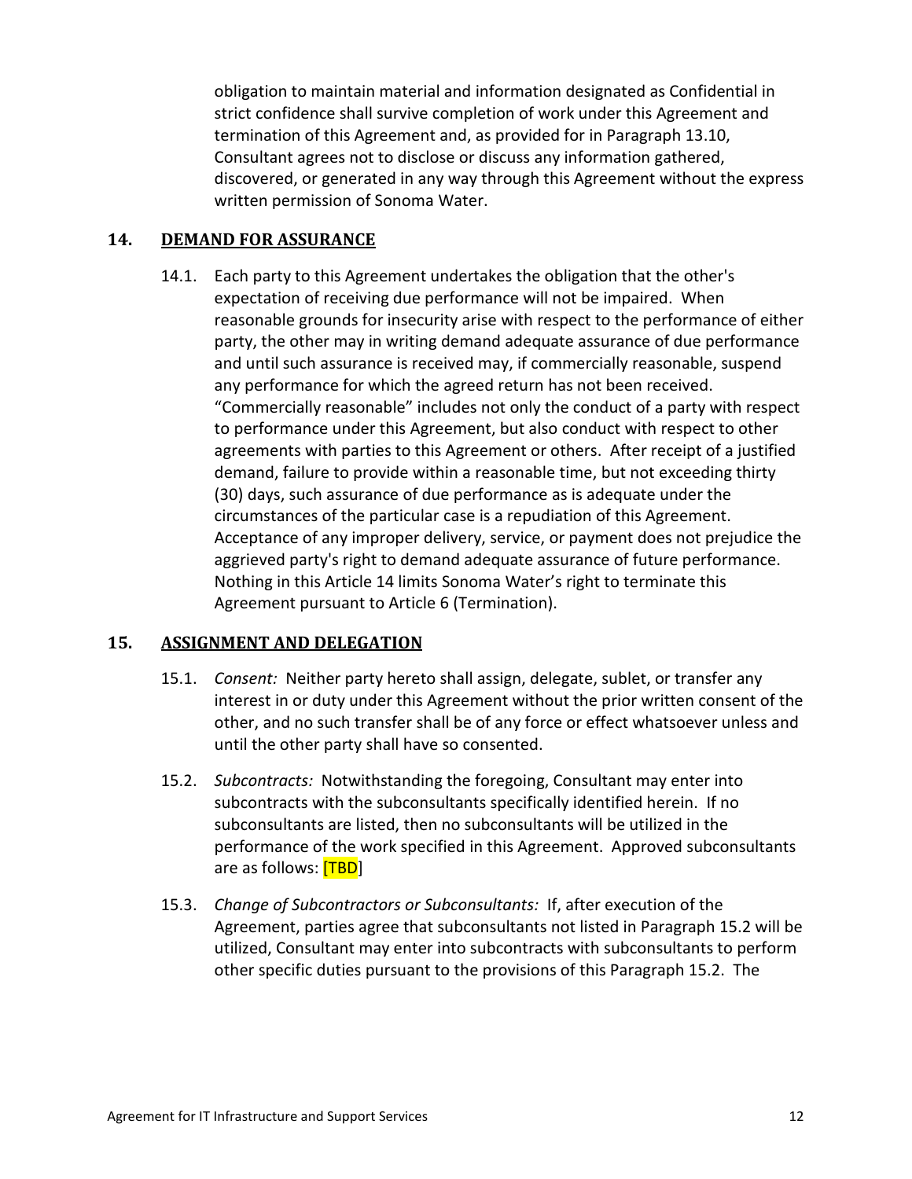obligation to maintain material and information designated as Confidential in strict confidence shall survive completion of work under this Agreement and termination of this Agreement and, as provided for in Paragraph 13.10, Consultant agrees not to disclose or discuss any information gathered, discovered, or generated in any way through this Agreement without the express written permission of Sonoma Water.

## 14. DEMAND FOR ASSURANCE

14.1. Each party to this Agreement undertakes the obligation that the other's expectation of receiving due performance will not be impaired. When reasonable grounds for insecurity arise with respect to the performance of either party, the other may in writing demand adequate assurance of due performance and until such assurance is received may, if commercially reasonable, suspend any performance for which the agreed return has not been received. "Commercially reasonable" includes not only the conduct of a party with respect to performance under this Agreement, but also conduct with respect to other agreements with parties to this Agreement or others. After receipt of a justified demand, failure to provide within a reasonable time, but not exceeding thirty (30) days, such assurance of due performance as is adequate under the circumstances of the particular case is a repudiation of this Agreement. Acceptance of any improper delivery, service, or payment does not prejudice the aggrieved party's right to demand adequate assurance of future performance. Nothing in this Article 14 limits Sonoma Water's right to terminate this Agreement pursuant to Article 6 (Termination).

## 15. ASSIGNMENT AND DELEGATION

15.1. *Consent:* Neither party hereto shall assign, delegate, sublet, or transfer any interest in or duty under this Agreement without the prior written consent of the other, and no such transfer shall be of any force or effect whatsoever unless and until the other party shall have so consented.

15.2. *Subcontracts:* Notwithstanding the foregoing, Consultant may enter into subcontracts with the subconsultants specifically identified herein. If no subconsultants are listed, then no subconsultants will be utilized in the performance of the work specified in this Agreement. Approved subconsultants are as follows: [TBD]

15.3. *Change of Subcontractors or Subconsultants:* If, after execution of the Agreement, parties agree that subconsultants not listed in Paragraph 15.2 will be utilized, Consultant may enter into subcontracts with subconsultants to perform other specific duties pursuant to the provisions of this Paragraph 15.2. The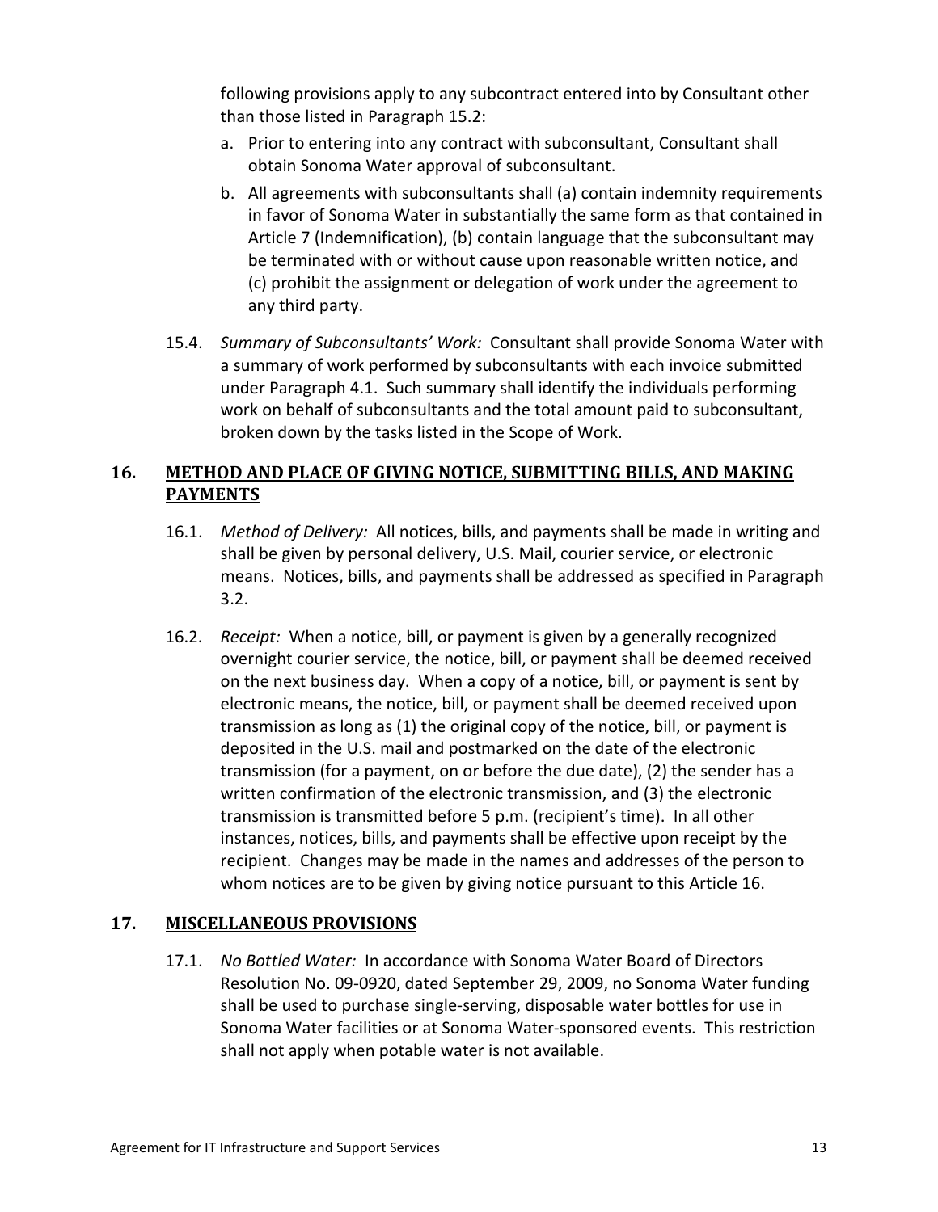following provisions apply to any subcontract entered into by Consultant other than those listed in Paragraph 15.2:

a. Prior to entering into any contract with subconsultant, Consultant shall obtain Sonoma Water approval of subconsultant.

b. All agreements with subconsultants shall (a) contain indemnity requirements in favor of Sonoma Water in substantially the same form as that contained in Article 7 (Indemnification), (b) contain language that the subconsultant may be terminated with or without cause upon reasonable written notice, and (c) prohibit the assignment or delegation of work under the agreement to any third party.

15.4. *Summary of Subconsultants' Work:* Consultant shall provide Sonoma Water with a summary of work performed by subconsultants with each invoice submitted under Paragraph 4.1. Such summary shall identify the individuals performing work on behalf of subconsultants and the total amount paid to subconsultant, broken down by the tasks listed in the Scope of Work.

## 16. METHOD AND PLACE OF GIVING NOTICE, SUBMITTING BILLS, AND MAKING PAYMENTS

16.1. *Method of Delivery:* All notices, bills, and payments shall be made in writing and shall be given by personal delivery, U.S. Mail, courier service, or electronic means. Notices, bills, and payments shall be addressed as specified in Paragraph 3.2.

16.2. *Receipt:* When a notice, bill, or payment is given by a generally recognized overnight courier service, the notice, bill, or payment shall be deemed received on the next business day. When a copy of a notice, bill, or payment is sent by electronic means, the notice, bill, or payment shall be deemed received upon transmission as long as (1) the original copy of the notice, bill, or payment is deposited in the U.S. mail and postmarked on the date of the electronic transmission (for a payment, on or before the due date), (2) the sender has a written confirmation of the electronic transmission, and (3) the electronic transmission is transmitted before 5 p.m. (recipient's time). In all other instances, notices, bills, and payments shall be effective upon receipt by the recipient. Changes may be made in the names and addresses of the person to whom notices are to be given by giving notice pursuant to this Article 16.

## 17. MISCELLANEOUS PROVISIONS

17.1. *No Bottled Water:* In accordance with Sonoma Water Board of Directors Resolution No. 09-0920, dated September 29, 2009, no Sonoma Water funding shall be used to purchase single-serving, disposable water bottles for use in Sonoma Water facilities or at Sonoma Water-sponsored events. This restriction shall not apply when potable water is not available.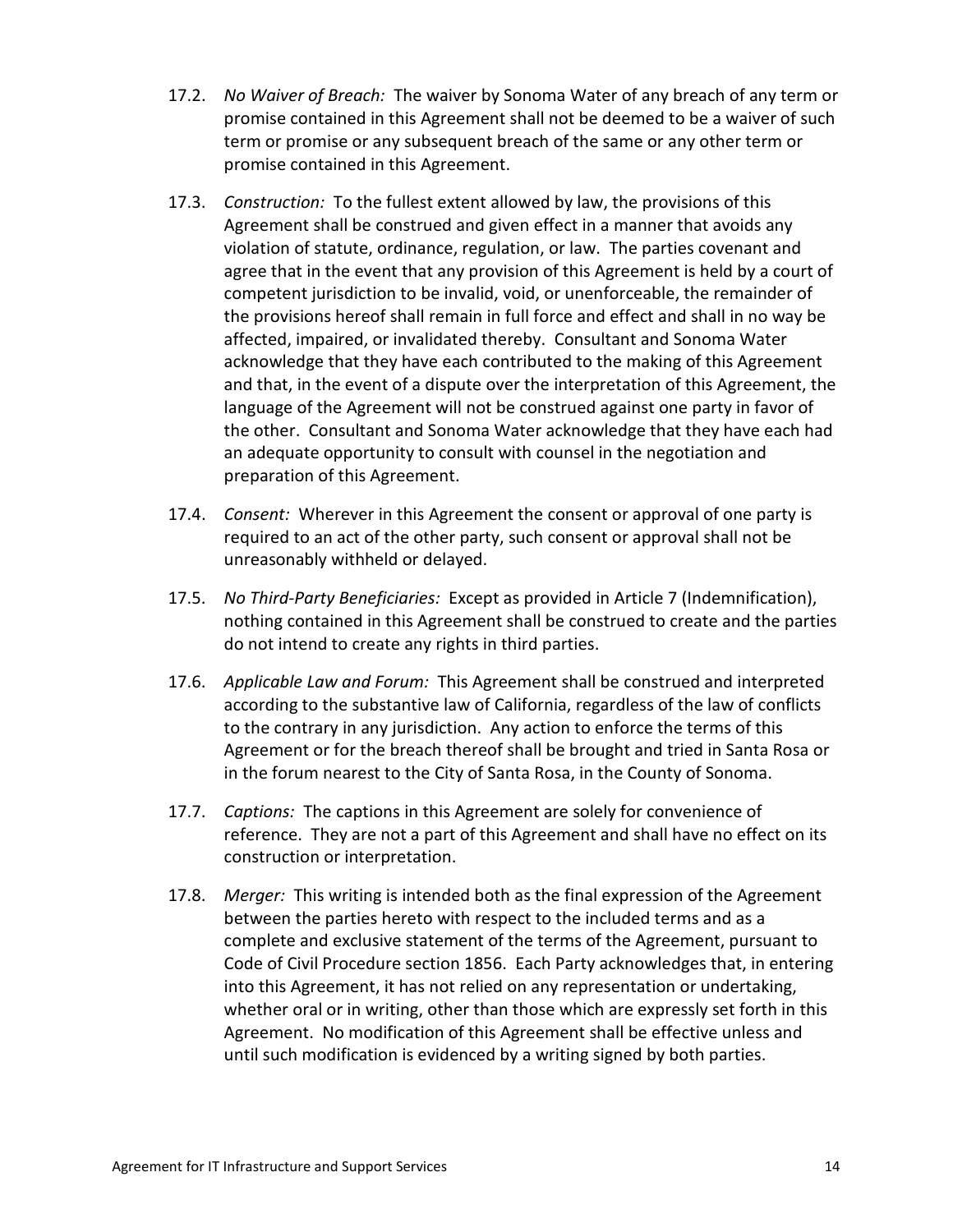17.2. *No Waiver of Breach:* The waiver by Sonoma Water of any breach of any term or promise contained in this Agreement shall not be deemed to be a waiver of such term or promise or any subsequent breach of the same or any other term or promise contained in this Agreement.

17.3. *Construction:* To the fullest extent allowed by law, the provisions of this Agreement shall be construed and given effect in a manner that avoids any violation of statute, ordinance, regulation, or law. The parties covenant and agree that in the event that any provision of this Agreement is held by a court of competent jurisdiction to be invalid, void, or unenforceable, the remainder of the provisions hereof shall remain in full force and effect and shall in no way be affected, impaired, or invalidated thereby. Consultant and Sonoma Water acknowledge that they have each contributed to the making of this Agreement and that, in the event of a dispute over the interpretation of this Agreement, the language of the Agreement will not be construed against one party in favor of the other. Consultant and Sonoma Water acknowledge that they have each had an adequate opportunity to consult with counsel in the negotiation and preparation of this Agreement.

17.4. *Consent:* Wherever in this Agreement the consent or approval of one party is required to an act of the other party, such consent or approval shall not be unreasonably withheld or delayed.

17.5. *No Third-Party Beneficiaries:* Except as provided in Article 7 (Indemnification), nothing contained in this Agreement shall be construed to create and the parties do not intend to create any rights in third parties.

17.6. *Applicable Law and Forum:* This Agreement shall be construed and interpreted according to the substantive law of California, regardless of the law of conflicts to the contrary in any jurisdiction. Any action to enforce the terms of this Agreement or for the breach thereof shall be brought and tried in Santa Rosa or in the forum nearest to the City of Santa Rosa, in the County of Sonoma.

17.7. *Captions:* The captions in this Agreement are solely for convenience of reference. They are not a part of this Agreement and shall have no effect on its construction or interpretation.

17.8. *Merger:* This writing is intended both as the final expression of the Agreement between the parties hereto with respect to the included terms and as a complete and exclusive statement of the terms of the Agreement, pursuant to Code of Civil Procedure section 1856. Each Party acknowledges that, in entering into this Agreement, it has not relied on any representation or undertaking, whether oral or in writing, other than those which are expressly set forth in this Agreement. No modification of this Agreement shall be effective unless and until such modification is evidenced by a writing signed by both parties.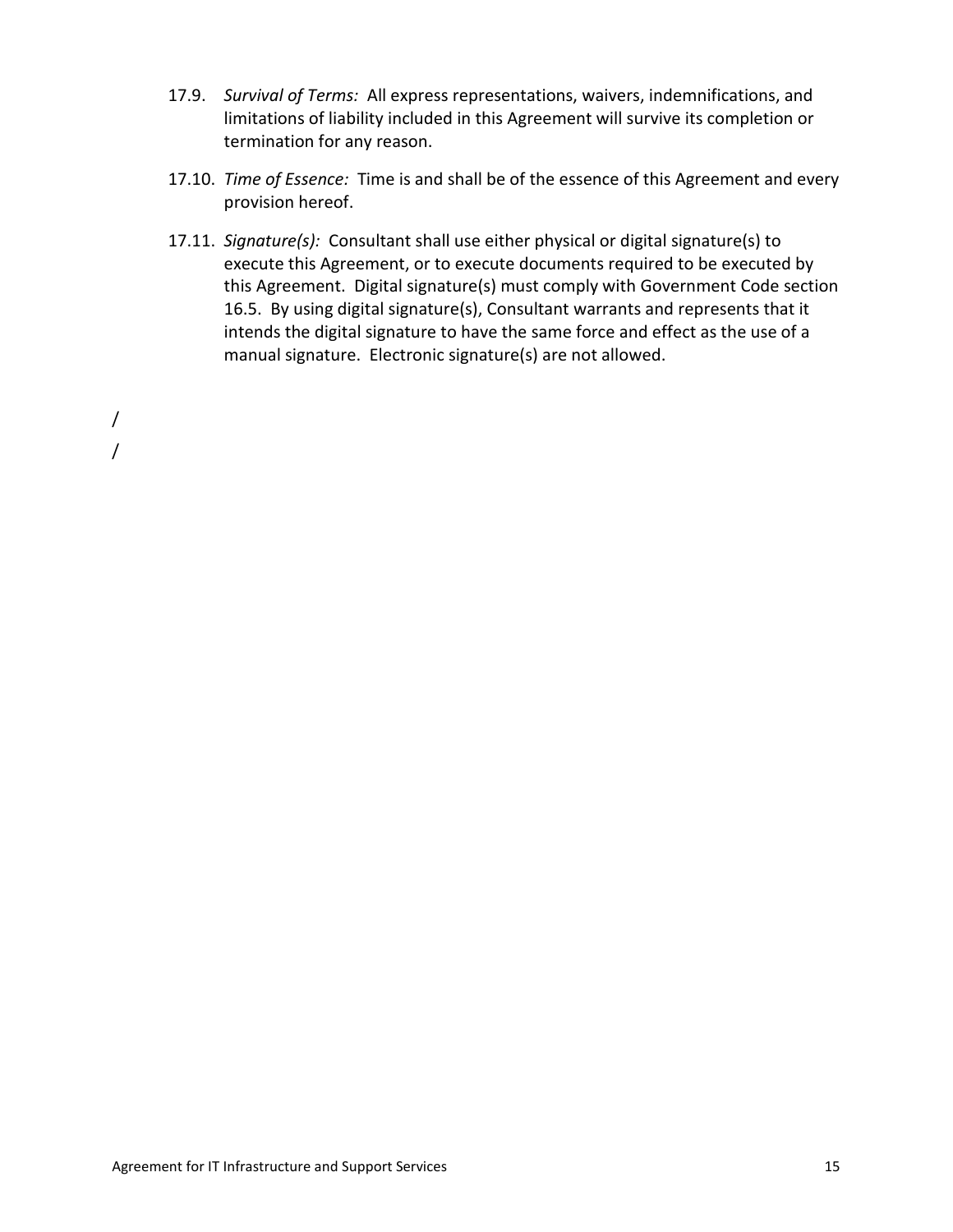17.9. *Survival of Terms:* All express representations, waivers, indemnifications, and limitations of liability included in this Agreement will survive its completion or termination for any reason.

17.10. *Time of Essence:* Time is and shall be of the essence of this Agreement and every provision hereof.

17.11. *Signature(s):* Consultant shall use either physical or digital signature(s) to execute this Agreement, or to execute documents required to be executed by this Agreement. Digital signature(s) must comply with Government Code section 16.5. By using digital signature(s), Consultant warrants and represents that it intends the digital signature to have the same force and effect as the use of a manual signature. Electronic signature(s) are not allowed.

/

/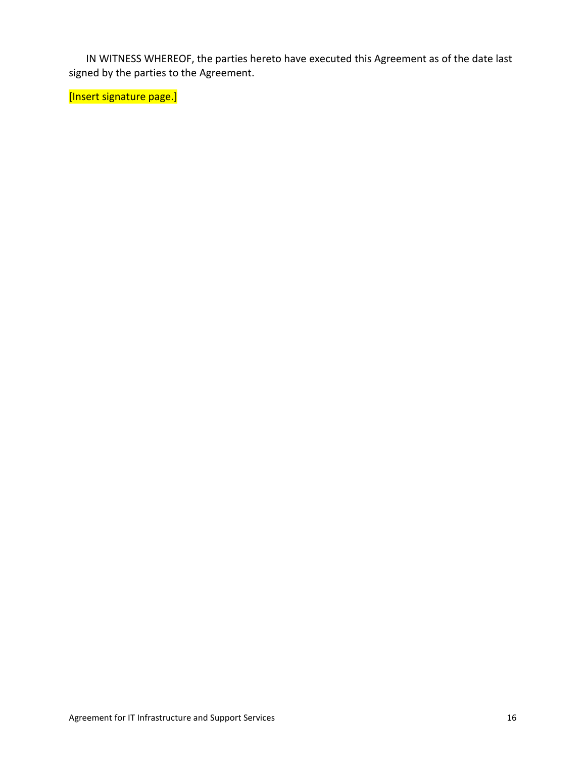IN WITNESS WHEREOF, the parties hereto have executed this Agreement as of the date last signed by the parties to the Agreement.

[Insert signature page.]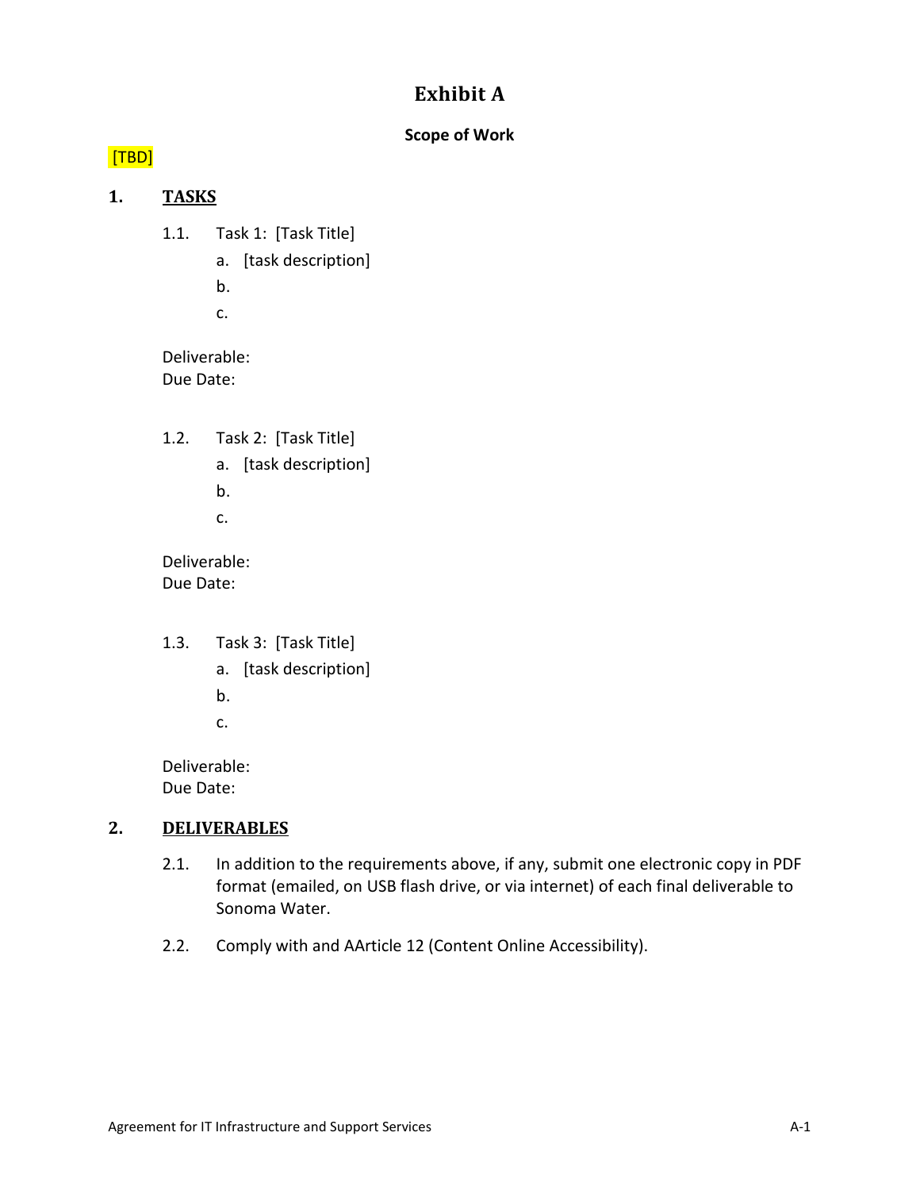# Exhibit A

**Scope of Work**

[TBD]

## 1. TASKS

1.1. Task 1: [Task Title]

a. [task description]

b.

c.

Deliverable:
Due Date:

1.2. Task 2: [Task Title]

a. [task description]

b.

c.

Deliverable:
Due Date:

1.3. Task 3: [Task Title]

a. [task description]

b.

c.

Deliverable:
Due Date:

## 2. DELIVERABLES

2.1. In addition to the requirements above, if any, submit one electronic copy in PDF format (emailed, on USB flash drive, or via internet) of each final deliverable to Sonoma Water.

2.2. Comply with and AArticle 12 (Content Online Accessibility).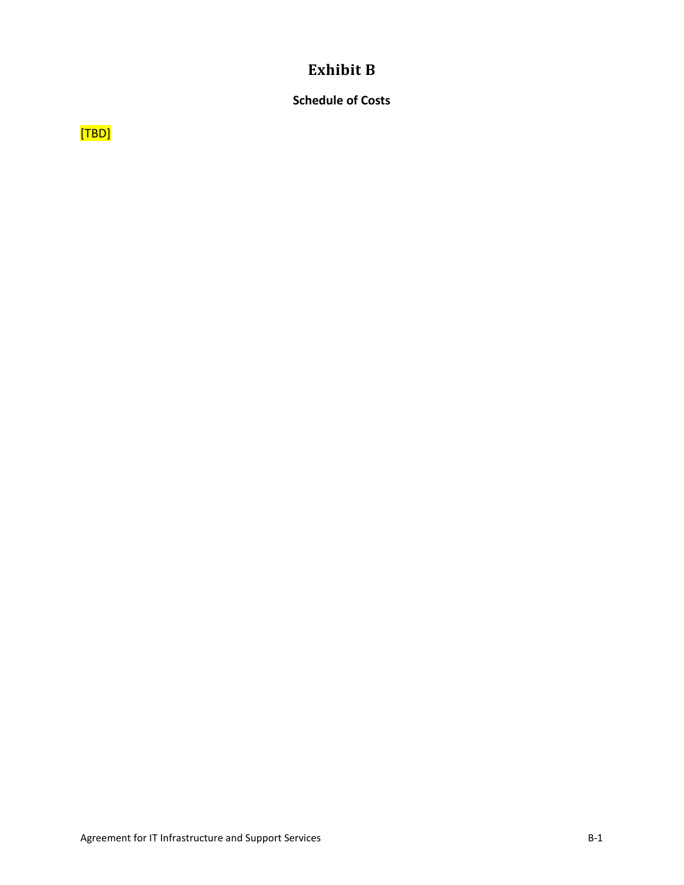# Exhibit B

## Schedule of Costs

[TBD]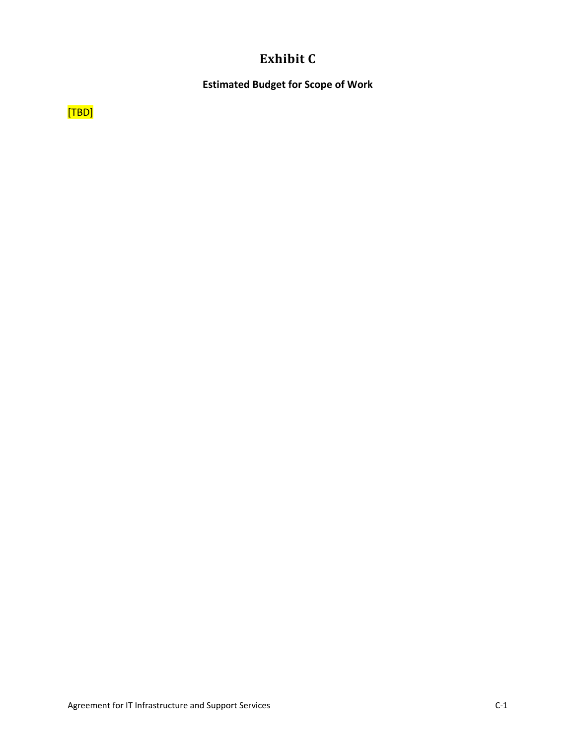# Exhibit C

## Estimated Budget for Scope of Work

[TBD]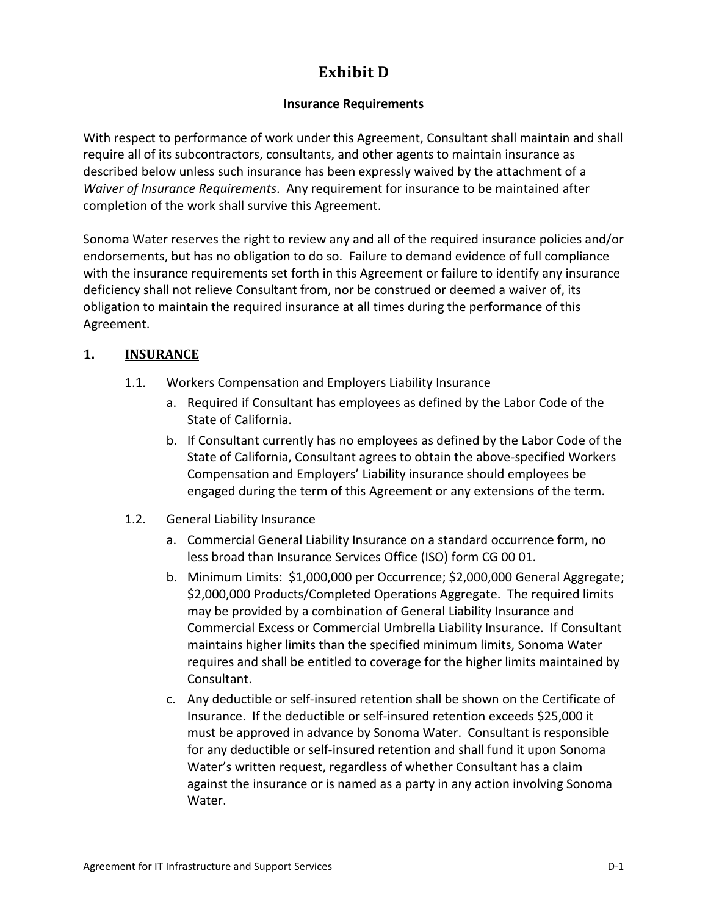# Exhibit D

**Insurance Requirements**

With respect to performance of work under this Agreement, Consultant shall maintain and shall require all of its subcontractors, consultants, and other agents to maintain insurance as described below unless such insurance has been expressly waived by the attachment of a *Waiver of Insurance Requirements*. Any requirement for insurance to be maintained after completion of the work shall survive this Agreement.

Sonoma Water reserves the right to review any and all of the required insurance policies and/or endorsements, but has no obligation to do so. Failure to demand evidence of full compliance with the insurance requirements set forth in this Agreement or failure to identify any insurance deficiency shall not relieve Consultant from, nor be construed or deemed a waiver of, its obligation to maintain the required insurance at all times during the performance of this Agreement.

## 1. <u>INSURANCE</u>

1.1. Workers Compensation and Employers Liability Insurance

  a. Required if Consultant has employees as defined by the Labor Code of the State of California.

  b. If Consultant currently has no employees as defined by the Labor Code of the State of California, Consultant agrees to obtain the above-specified Workers Compensation and Employers' Liability insurance should employees be engaged during the term of this Agreement or any extensions of the term.

1.2. General Liability Insurance

  a. Commercial General Liability Insurance on a standard occurrence form, no less broad than Insurance Services Office (ISO) form CG 00 01.

  b. Minimum Limits: $1,000,000 per Occurrence; $2,000,000 General Aggregate; $2,000,000 Products/Completed Operations Aggregate. The required limits may be provided by a combination of General Liability Insurance and Commercial Excess or Commercial Umbrella Liability Insurance. If Consultant maintains higher limits than the specified minimum limits, Sonoma Water requires and shall be entitled to coverage for the higher limits maintained by Consultant.

  c. Any deductible or self-insured retention shall be shown on the Certificate of Insurance. If the deductible or self-insured retention exceeds $25,000 it must be approved in advance by Sonoma Water. Consultant is responsible for any deductible or self-insured retention and shall fund it upon Sonoma Water's written request, regardless of whether Consultant has a claim against the insurance or is named as a party in any action involving Sonoma Water.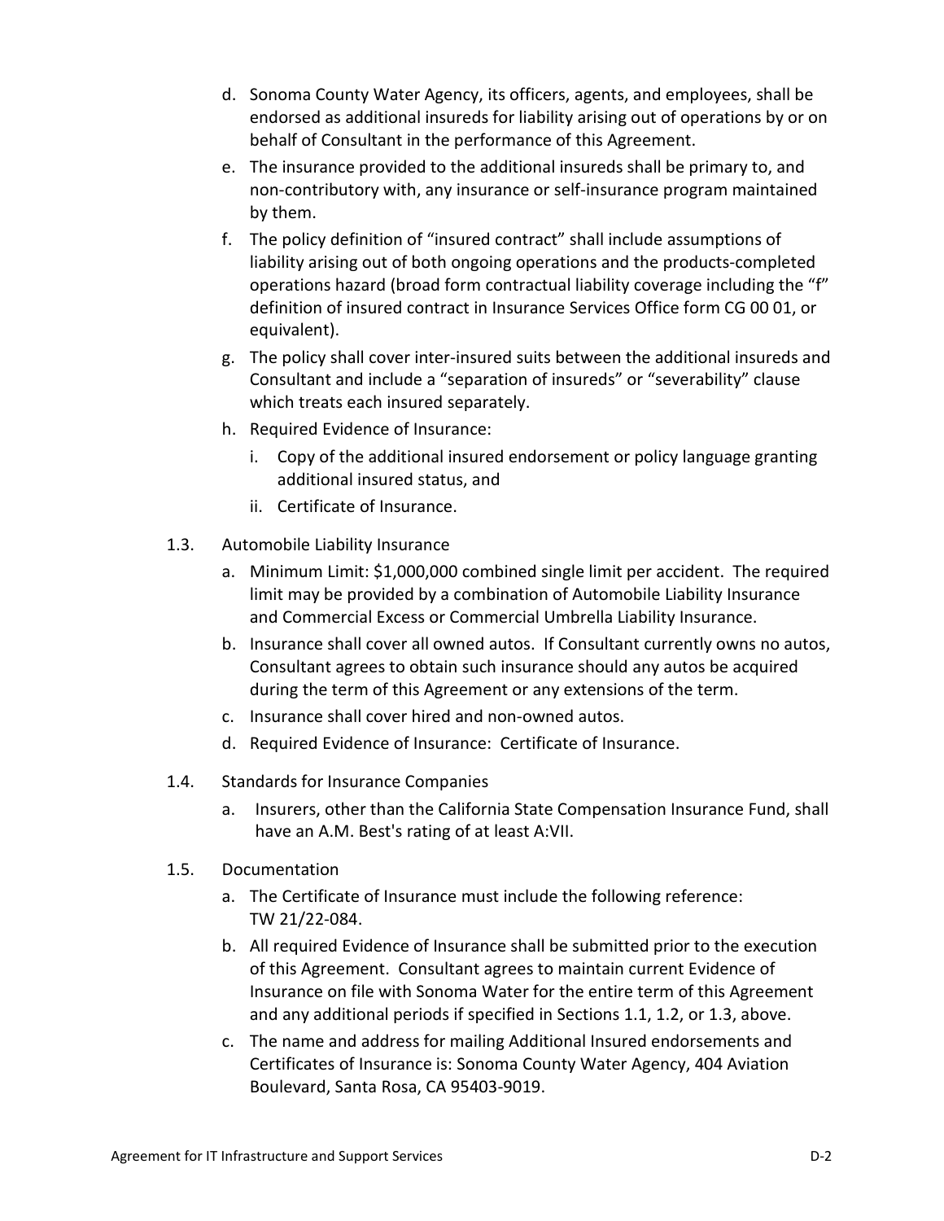d. Sonoma County Water Agency, its officers, agents, and employees, shall be endorsed as additional insureds for liability arising out of operations by or on behalf of Consultant in the performance of this Agreement.

e. The insurance provided to the additional insureds shall be primary to, and non-contributory with, any insurance or self-insurance program maintained by them.

f. The policy definition of "insured contract" shall include assumptions of liability arising out of both ongoing operations and the products-completed operations hazard (broad form contractual liability coverage including the "f" definition of insured contract in Insurance Services Office form CG 00 01, or equivalent).

g. The policy shall cover inter-insured suits between the additional insureds and Consultant and include a "separation of insureds" or "severability" clause which treats each insured separately.

h. Required Evidence of Insurance:

   i. Copy of the additional insured endorsement or policy language granting additional insured status, and

   ii. Certificate of Insurance.

1.3. Automobile Liability Insurance

a. Minimum Limit: $1,000,000 combined single limit per accident. The required limit may be provided by a combination of Automobile Liability Insurance and Commercial Excess or Commercial Umbrella Liability Insurance.

b. Insurance shall cover all owned autos. If Consultant currently owns no autos, Consultant agrees to obtain such insurance should any autos be acquired during the term of this Agreement or any extensions of the term.

c. Insurance shall cover hired and non-owned autos.

d. Required Evidence of Insurance: Certificate of Insurance.

1.4. Standards for Insurance Companies

a. Insurers, other than the California State Compensation Insurance Fund, shall have an A.M. Best's rating of at least A:VII.

1.5. Documentation

a. The Certificate of Insurance must include the following reference: TW 21/22-084.

b. All required Evidence of Insurance shall be submitted prior to the execution of this Agreement. Consultant agrees to maintain current Evidence of Insurance on file with Sonoma Water for the entire term of this Agreement and any additional periods if specified in Sections 1.1, 1.2, or 1.3, above.

c. The name and address for mailing Additional Insured endorsements and Certificates of Insurance is: Sonoma County Water Agency, 404 Aviation Boulevard, Santa Rosa, CA 95403-9019.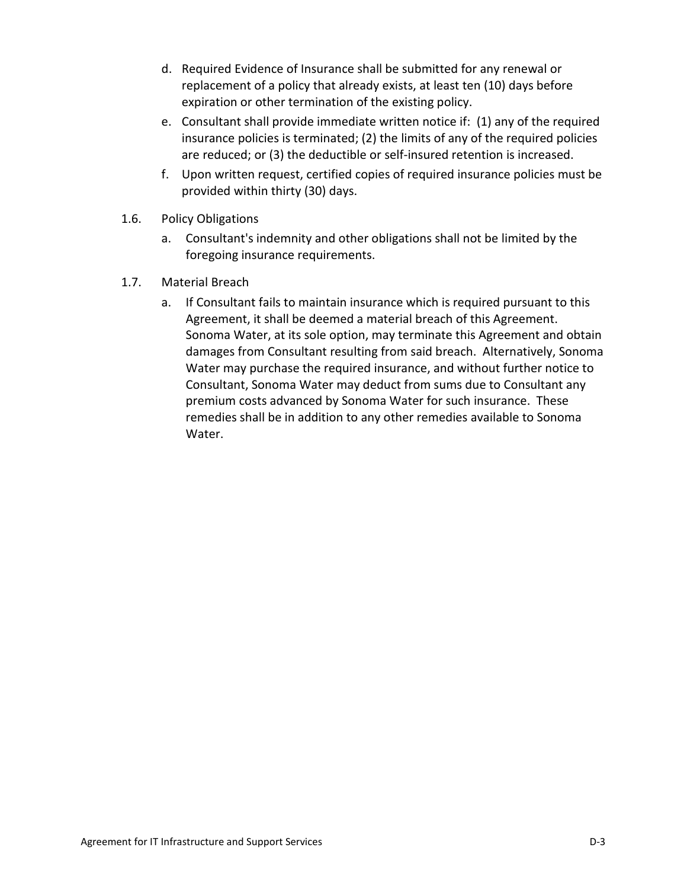d. Required Evidence of Insurance shall be submitted for any renewal or replacement of a policy that already exists, at least ten (10) days before expiration or other termination of the existing policy.

e. Consultant shall provide immediate written notice if: (1) any of the required insurance policies is terminated; (2) the limits of any of the required policies are reduced; or (3) the deductible or self-insured retention is increased.

f. Upon written request, certified copies of required insurance policies must be provided within thirty (30) days.

1.6. Policy Obligations

a. Consultant's indemnity and other obligations shall not be limited by the foregoing insurance requirements.

1.7. Material Breach

a. If Consultant fails to maintain insurance which is required pursuant to this Agreement, it shall be deemed a material breach of this Agreement. Sonoma Water, at its sole option, may terminate this Agreement and obtain damages from Consultant resulting from said breach. Alternatively, Sonoma Water may purchase the required insurance, and without further notice to Consultant, Sonoma Water may deduct from sums due to Consultant any premium costs advanced by Sonoma Water for such insurance. These remedies shall be in addition to any other remedies available to Sonoma Water.